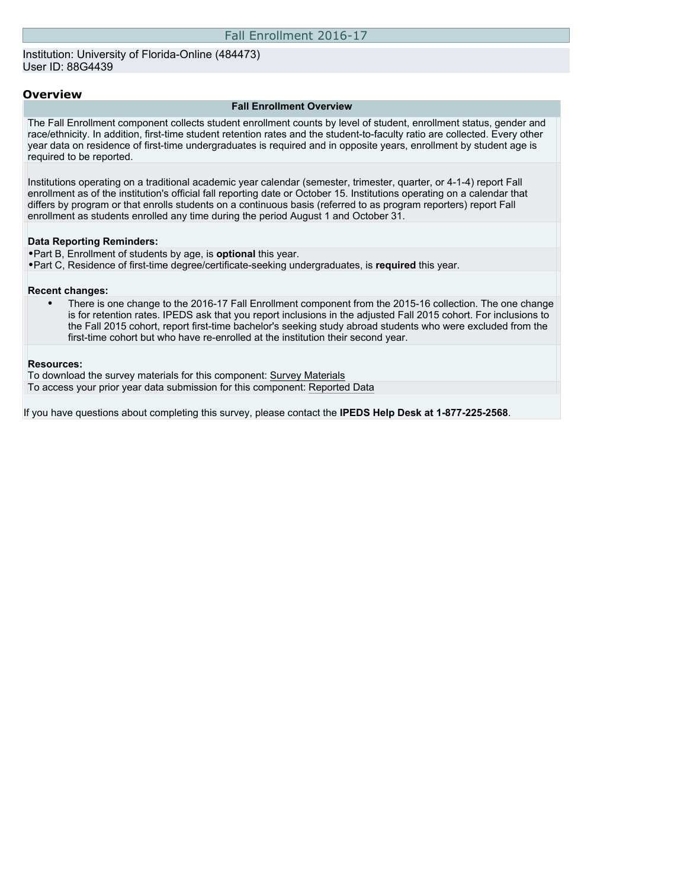# Fall Enrollment 2016-17

Institution: University of Florida-Online (484473)
User ID: 88G4439

## Overview

### Fall Enrollment Overview

The Fall Enrollment component collects student enrollment counts by level of student, enrollment status, gender and race/ethnicity. In addition, first-time student retention rates and the student-to-faculty ratio are collected. Every other year data on residence of first-time undergraduates is required and in opposite years, enrollment by student age is required to be reported.

Institutions operating on a traditional academic year calendar (semester, trimester, quarter, or 4-1-4) report Fall enrollment as of the institution's official fall reporting date or October 15. Institutions operating on a calendar that differs by program or that enrolls students on a continuous basis (referred to as program reporters) report Fall enrollment as students enrolled any time during the period August 1 and October 31.

**Data Reporting Reminders:**

- Part B, Enrollment of students by age, is **optional** this year.
- Part C, Residence of first-time degree/certificate-seeking undergraduates, is **required** this year.

**Recent changes:**

- There is one change to the 2016-17 Fall Enrollment component from the 2015-16 collection. The one change is for retention rates. IPEDS ask that you report inclusions in the adjusted Fall 2015 cohort. For inclusions to the Fall 2015 cohort, report first-time bachelor's seeking study abroad students who were excluded from the first-time cohort but who have re-enrolled at the institution their second year.

**Resources:**

To download the survey materials for this component: Survey Materials

To access your prior year data submission for this component: Reported Data

If you have questions about completing this survey, please contact the **IPEDS Help Desk at 1-877-225-2568**.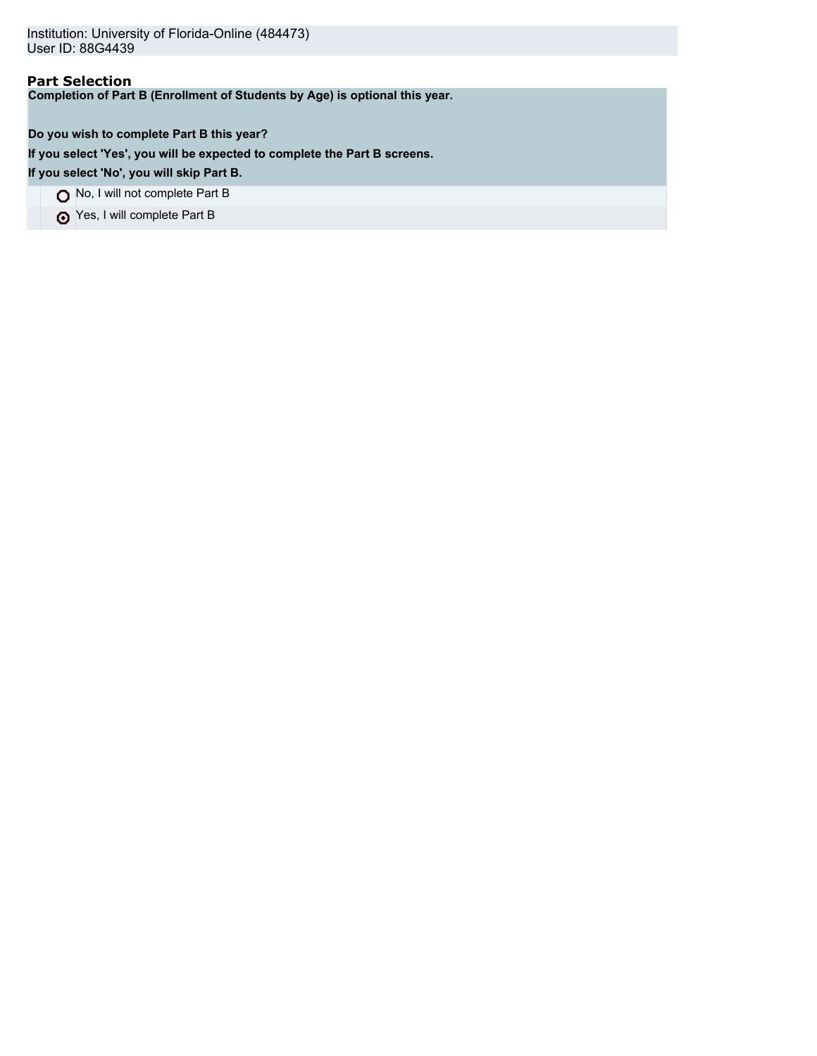Institution: University of Florida-Online (484473)
User ID: 88G4439

## Part Selection

**Completion of Part B (Enrollment of Students by Age) is optional this year.**

**Do you wish to complete Part B this year?**

**If you select 'Yes', you will be expected to complete the Part B screens.**

**If you select 'No', you will skip Part B.**

- ○ No, I will not complete Part B
- ⦿ Yes, I will complete Part B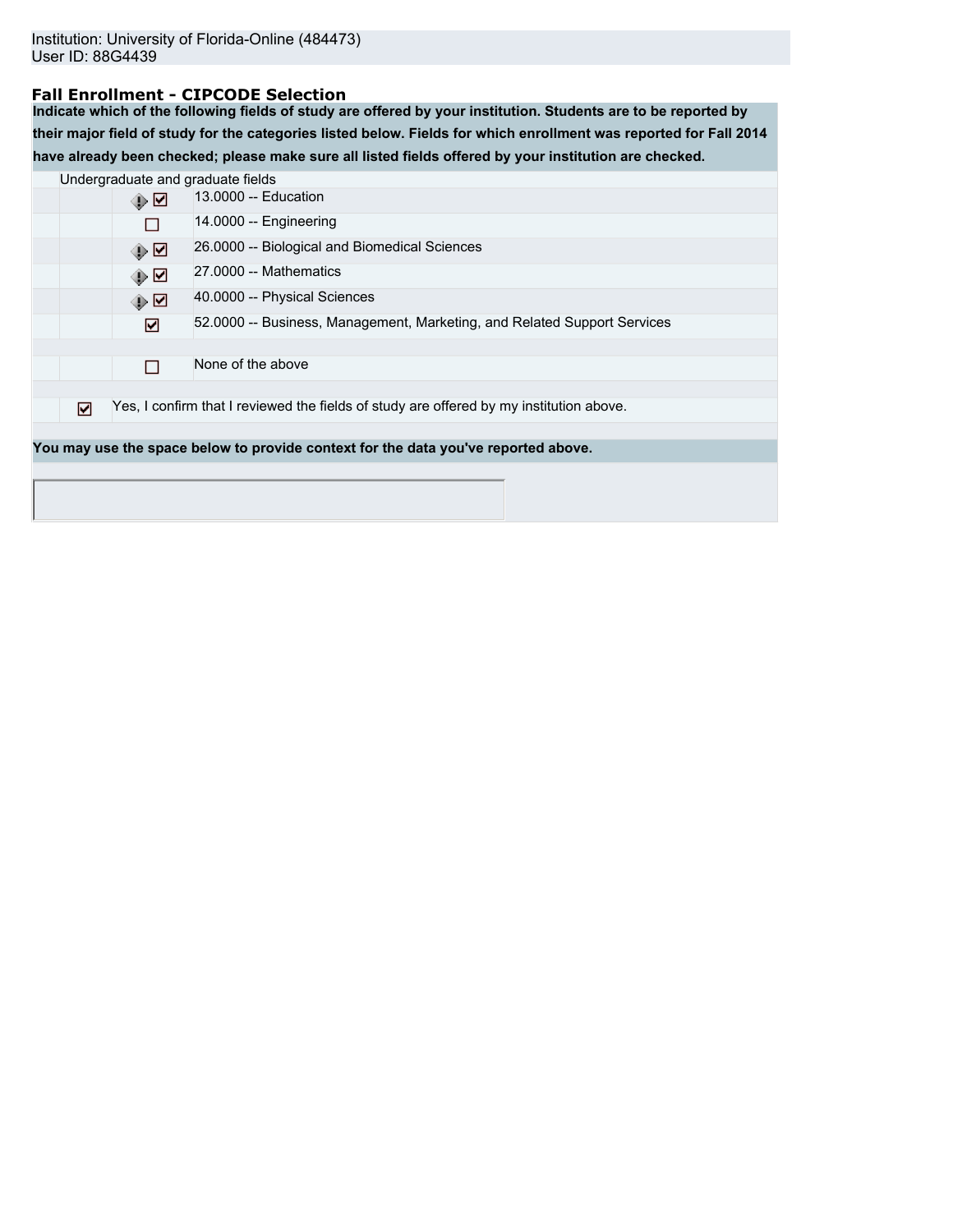Institution: University of Florida-Online (484473)
User ID: 88G4439

## Fall Enrollment - CIPCODE Selection

**Indicate which of the following fields of study are offered by your institution. Students are to be reported by their major field of study for the categories listed below. Fields for which enrollment was reported for Fall 2014 have already been checked; please make sure all listed fields offered by your institution are checked.**

Undergraduate and graduate fields

| Selected | Field |
|---|---|
| ☑ | 13.0000 -- Education |
| ☐ | 14.0000 -- Engineering |
| ☑ | 26.0000 -- Biological and Biomedical Sciences |
| ☑ | 27.0000 -- Mathematics |
| ☑ | 40.0000 -- Physical Sciences |
| ☑ | 52.0000 -- Business, Management, Marketing, and Related Support Services |
| ☐ | None of the above |

☑ Yes, I confirm that I reviewed the fields of study are offered by my institution above.

**You may use the space below to provide context for the data you've reported above.**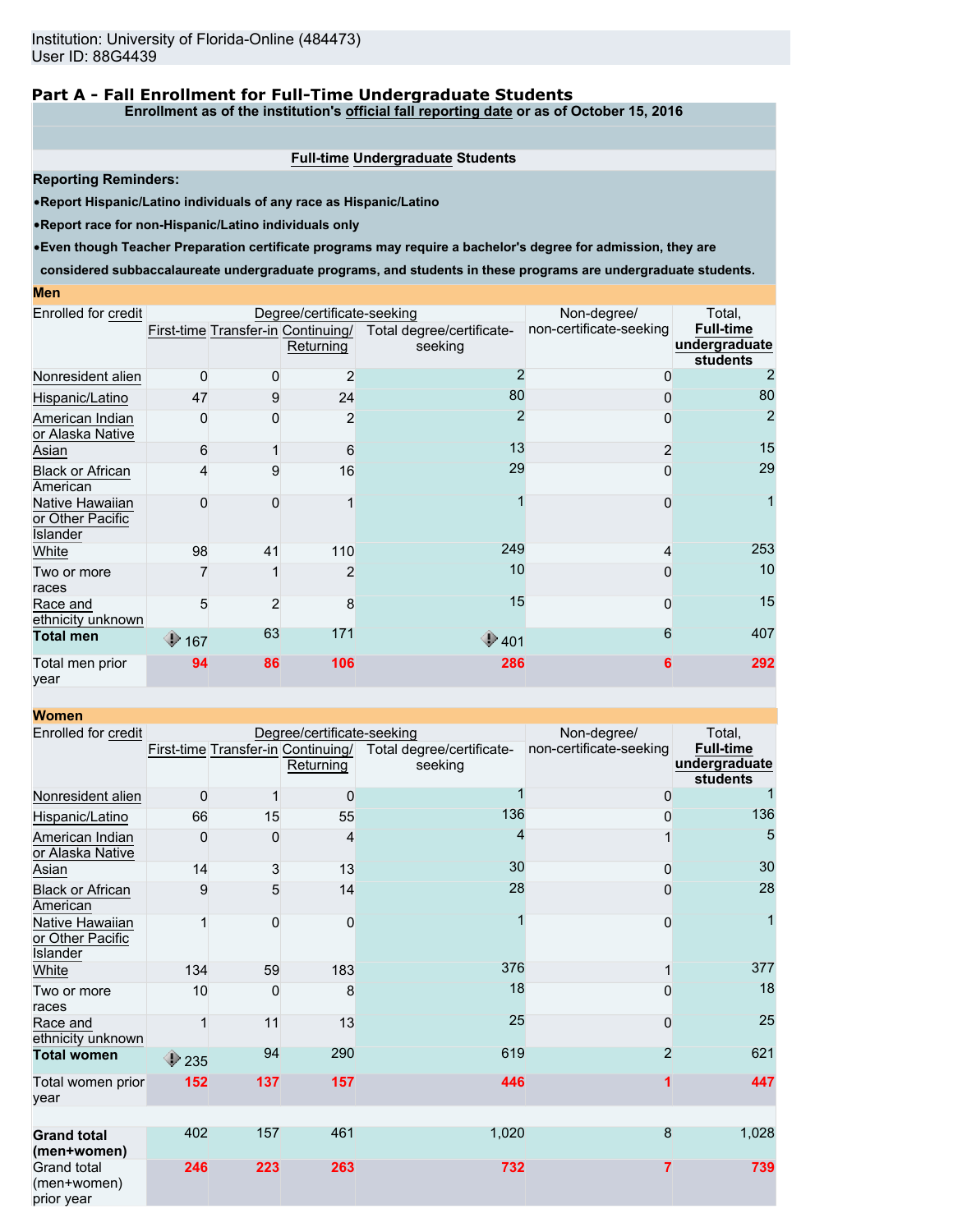Institution: University of Florida-Online (484473)
User ID: 88G4439

## Part A - Fall Enrollment for Full-Time Undergraduate Students

**Enrollment as of the institution's official fall reporting date or as of October 15, 2016**

**Full-time Undergraduate Students**

**Reporting Reminders:**

- **Report Hispanic/Latino individuals of any race as Hispanic/Latino**
- **Report race for non-Hispanic/Latino individuals only**
- **Even though Teacher Preparation certificate programs may require a bachelor's degree for admission, they are considered subbaccalaureate undergraduate programs, and students in these programs are undergraduate students.**

### Men

| Enrolled for credit | Degree/certificate-seeking | | | | Non-degree/ non-certificate-seeking | Total, Full-time undergraduate students |
|---|---|---|---|---|---|---|
| | First-time | Transfer-in | Continuing/ Returning | Total degree/certificate-seeking | | |
| Nonresident alien | 0 | 0 | 2 | 2 | 0 | 2 |
| Hispanic/Latino | 47 | 9 | 24 | 80 | 0 | 80 |
| American Indian or Alaska Native | 0 | 0 | 2 | 2 | 0 | 2 |
| Asian | 6 | 1 | 6 | 13 | 2 | 15 |
| Black or African American | 4 | 9 | 16 | 29 | 0 | 29 |
| Native Hawaiian or Other Pacific Islander | 0 | 0 | 1 | 1 | 0 | 1 |
| White | 98 | 41 | 110 | 249 | 4 | 253 |
| Two or more races | 7 | 1 | 2 | 10 | 0 | 10 |
| Race and ethnicity unknown | 5 | 2 | 8 | 15 | 0 | 15 |
| **Total men** | 167 | 63 | 171 | 401 | 6 | 407 |
| Total men prior year | **94** | **86** | **106** | **286** | **6** | **292** |

### Women

| Enrolled for credit | Degree/certificate-seeking | | | | Non-degree/ non-certificate-seeking | Total, Full-time undergraduate students |
|---|---|---|---|---|---|---|
| | First-time | Transfer-in | Continuing/ Returning | Total degree/certificate-seeking | | |
| Nonresident alien | 0 | 1 | 0 | 1 | 0 | 1 |
| Hispanic/Latino | 66 | 15 | 55 | 136 | 0 | 136 |
| American Indian or Alaska Native | 0 | 0 | 4 | 4 | 1 | 5 |
| Asian | 14 | 3 | 13 | 30 | 0 | 30 |
| Black or African American | 9 | 5 | 14 | 28 | 0 | 28 |
| Native Hawaiian or Other Pacific Islander | 1 | 0 | 0 | 1 | 0 | 1 |
| White | 134 | 59 | 183 | 376 | 1 | 377 |
| Two or more races | 10 | 0 | 8 | 18 | 0 | 18 |
| Race and ethnicity unknown | 1 | 11 | 13 | 25 | 0 | 25 |
| **Total women** | 235 | 94 | 290 | 619 | 2 | 621 |
| Total women prior year | **152** | **137** | **157** | **446** | **1** | **447** |
| **Grand total (men+women)** | 402 | 157 | 461 | 1,020 | 8 | 1,028 |
| Grand total (men+women) prior year | **246** | **223** | **263** | **732** | **7** | **739** |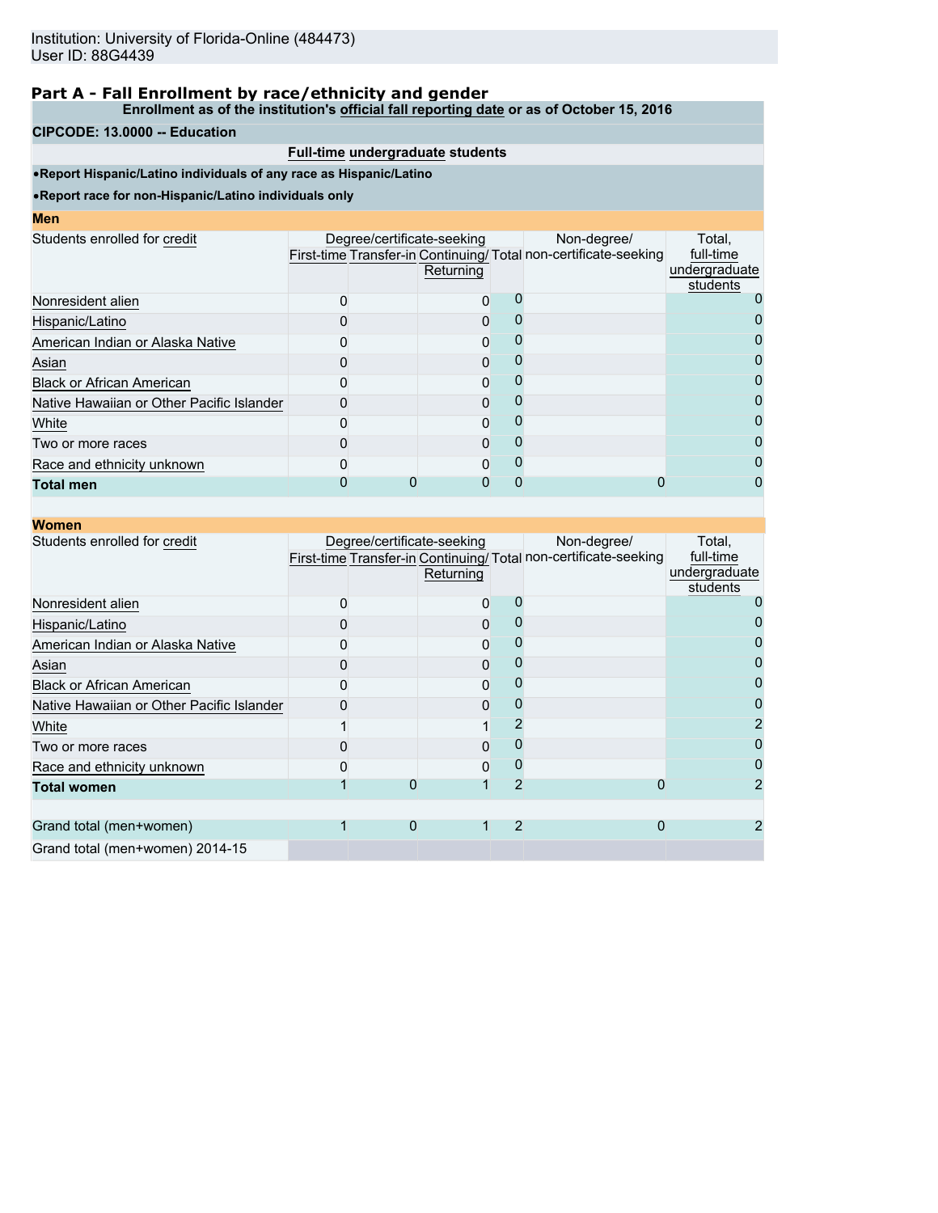Institution: University of Florida-Online (484473)
User ID: 88G4439

## Part A - Fall Enrollment by race/ethnicity and gender

**Enrollment as of the institution's official fall reporting date or as of October 15, 2016**

**CIPCODE: 13.0000 -- Education**

**Full-time undergraduate students**

- **Report Hispanic/Latino individuals of any race as Hispanic/Latino**
- **Report race for non-Hispanic/Latino individuals only**

### Men

| Students enrolled for credit | Degree/certificate-seeking | | | | Non-degree/ non-certificate-seeking | Total, full-time undergraduate students |
|---|---|---|---|---|---|---|
| | First-time | Transfer-in | Continuing/ Returning | Total | | |
| Nonresident alien | 0 | | 0 | 0 | | 0 |
| Hispanic/Latino | 0 | | 0 | 0 | | 0 |
| American Indian or Alaska Native | 0 | | 0 | 0 | | 0 |
| Asian | 0 | | 0 | 0 | | 0 |
| Black or African American | 0 | | 0 | 0 | | 0 |
| Native Hawaiian or Other Pacific Islander | 0 | | 0 | 0 | | 0 |
| White | 0 | | 0 | 0 | | 0 |
| Two or more races | 0 | | 0 | 0 | | 0 |
| Race and ethnicity unknown | 0 | | 0 | 0 | | 0 |
| **Total men** | 0 | 0 | 0 | 0 | 0 | 0 |

### Women

| Students enrolled for credit | Degree/certificate-seeking | | | | Non-degree/ non-certificate-seeking | Total, full-time undergraduate students |
|---|---|---|---|---|---|---|
| | First-time | Transfer-in | Continuing/ Returning | Total | | |
| Nonresident alien | 0 | | 0 | 0 | | 0 |
| Hispanic/Latino | 0 | | 0 | 0 | | 0 |
| American Indian or Alaska Native | 0 | | 0 | 0 | | 0 |
| Asian | 0 | | 0 | 0 | | 0 |
| Black or African American | 0 | | 0 | 0 | | 0 |
| Native Hawaiian or Other Pacific Islander | 0 | | 0 | 0 | | 0 |
| White | 1 | | 1 | 2 | | 2 |
| Two or more races | 0 | | 0 | 0 | | 0 |
| Race and ethnicity unknown | 0 | | 0 | 0 | | 0 |
| **Total women** | 1 | 0 | 1 | 2 | 0 | 2 |
| | | | | | | |
| Grand total (men+women) | 1 | 0 | 1 | 2 | 0 | 2 |
| Grand total (men+women) 2014-15 | | | | | | |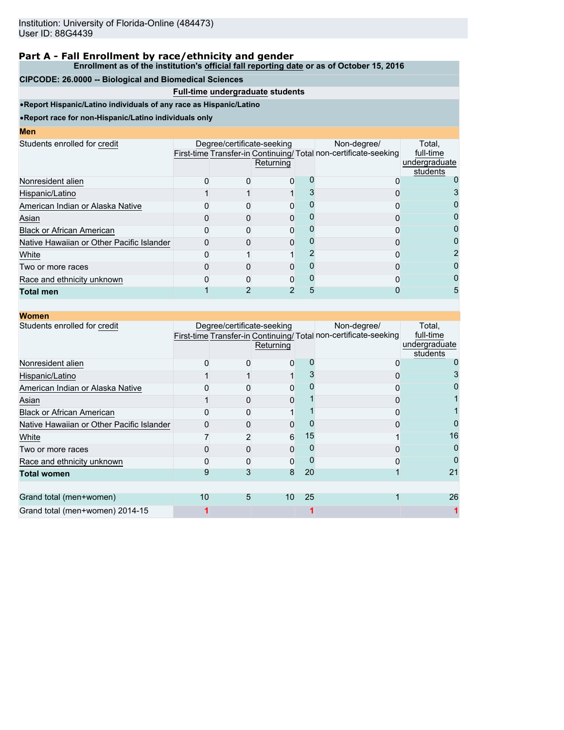Institution: University of Florida-Online (484473)
User ID: 88G4439

## Part A - Fall Enrollment by race/ethnicity and gender

**Enrollment as of the institution's official fall reporting date or as of October 15, 2016**

**CIPCODE: 26.0000 -- Biological and Biomedical Sciences**

**Full-time undergraduate students**

- **Report Hispanic/Latino individuals of any race as Hispanic/Latino**
- **Report race for non-Hispanic/Latino individuals only**

**Men**

| Students enrolled for credit | Degree/certificate-seeking | | | | Non-degree/ non-certificate-seeking | Total, full-time undergraduate students |
|---|---|---|---|---|---|---|
| | First-time | Transfer-in | Continuing/ Returning | Total | | |
| Nonresident alien | 0 | 0 | 0 | 0 | 0 | 0 |
| Hispanic/Latino | 1 | 1 | 1 | 3 | 0 | 3 |
| American Indian or Alaska Native | 0 | 0 | 0 | 0 | 0 | 0 |
| Asian | 0 | 0 | 0 | 0 | 0 | 0 |
| Black or African American | 0 | 0 | 0 | 0 | 0 | 0 |
| Native Hawaiian or Other Pacific Islander | 0 | 0 | 0 | 0 | 0 | 0 |
| White | 0 | 1 | 1 | 2 | 0 | 2 |
| Two or more races | 0 | 0 | 0 | 0 | 0 | 0 |
| Race and ethnicity unknown | 0 | 0 | 0 | 0 | 0 | 0 |
| **Total men** | 1 | 2 | 2 | 5 | 0 | 5 |

**Women**

| Students enrolled for credit | Degree/certificate-seeking | | | | Non-degree/ non-certificate-seeking | Total, full-time undergraduate students |
|---|---|---|---|---|---|---|
| | First-time | Transfer-in | Continuing/ Returning | Total | | |
| Nonresident alien | 0 | 0 | 0 | 0 | 0 | 0 |
| Hispanic/Latino | 1 | 1 | 1 | 3 | 0 | 3 |
| American Indian or Alaska Native | 0 | 0 | 0 | 0 | 0 | 0 |
| Asian | 1 | 0 | 0 | 1 | 0 | 1 |
| Black or African American | 0 | 0 | 1 | 1 | 0 | 1 |
| Native Hawaiian or Other Pacific Islander | 0 | 0 | 0 | 0 | 0 | 0 |
| White | 7 | 2 | 6 | 15 | 1 | 16 |
| Two or more races | 0 | 0 | 0 | 0 | 0 | 0 |
| Race and ethnicity unknown | 0 | 0 | 0 | 0 | 0 | 0 |
| **Total women** | 9 | 3 | 8 | 20 | 1 | 21 |
| | | | | | | |
| Grand total (men+women) | 10 | 5 | 10 | 25 | 1 | 26 |
| Grand total (men+women) 2014-15 | 1 | | | 1 | | 1 |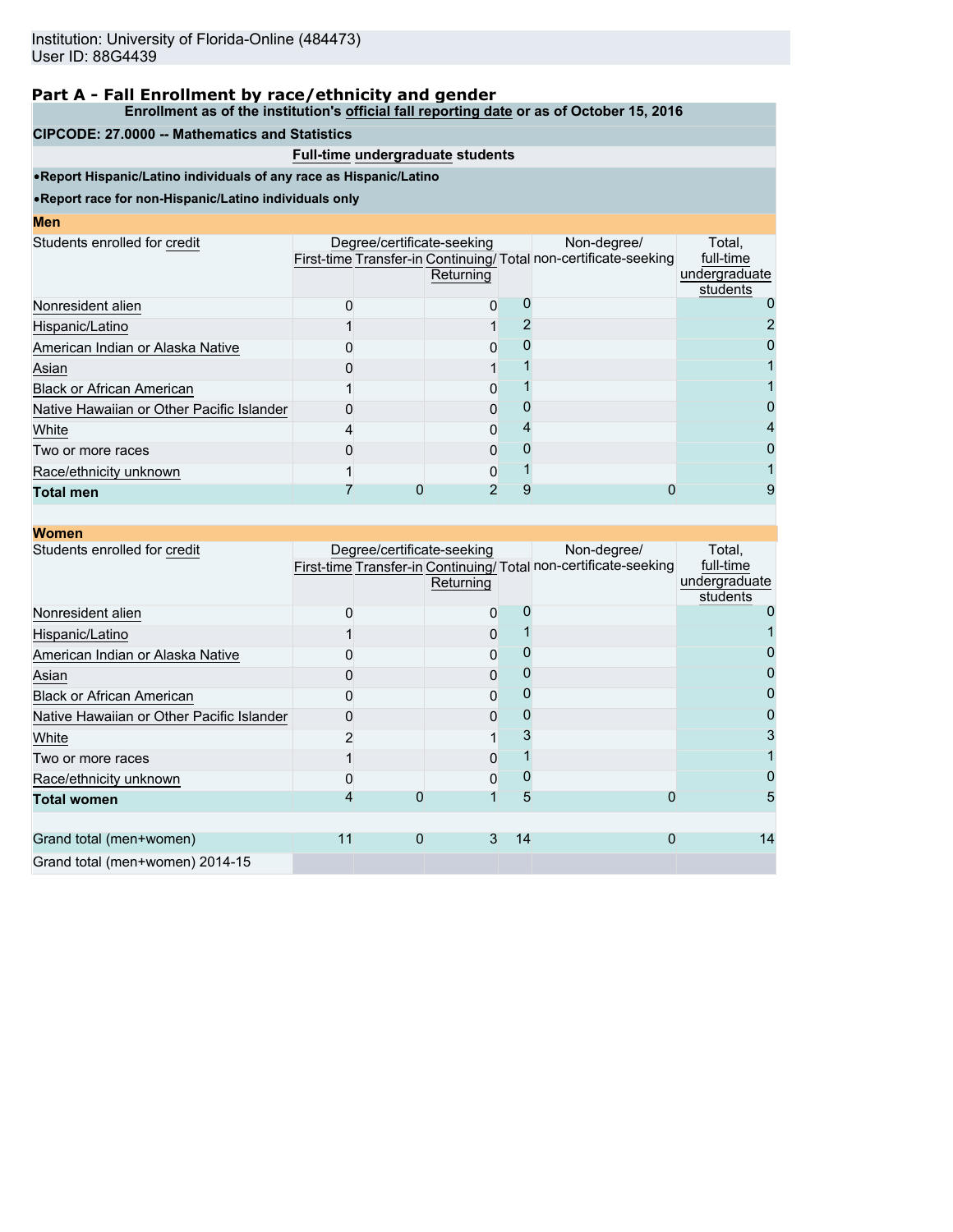Institution: University of Florida-Online (484473)
User ID: 88G4439

## Part A - Fall Enrollment by race/ethnicity and gender

**Enrollment as of the institution's official fall reporting date or as of October 15, 2016**

**CIPCODE: 27.0000 -- Mathematics and Statistics**

**Full-time undergraduate students**

- **Report Hispanic/Latino individuals of any race as Hispanic/Latino**
- **Report race for non-Hispanic/Latino individuals only**

### Men

| Students enrolled for credit | Degree/certificate-seeking | | | | Non-degree/ non-certificate-seeking | Total, full-time undergraduate students |
|---|---|---|---|---|---|---|
| | First-time | Transfer-in | Continuing/ Returning | Total | | |
| Nonresident alien | 0 | | 0 | 0 | | 0 |
| Hispanic/Latino | 1 | | 1 | 2 | | 2 |
| American Indian or Alaska Native | 0 | | 0 | 0 | | 0 |
| Asian | 0 | | 1 | 1 | | 1 |
| Black or African American | 1 | | 0 | 1 | | 1 |
| Native Hawaiian or Other Pacific Islander | 0 | | 0 | 0 | | 0 |
| White | 4 | | 0 | 4 | | 4 |
| Two or more races | 0 | | 0 | 0 | | 0 |
| Race/ethnicity unknown | 1 | | 0 | 1 | | 1 |
| **Total men** | 7 | 0 | 2 | 9 | 0 | 9 |

### Women

| Students enrolled for credit | Degree/certificate-seeking | | | | Non-degree/ non-certificate-seeking | Total, full-time undergraduate students |
|---|---|---|---|---|---|---|
| | First-time | Transfer-in | Continuing/ Returning | Total | | |
| Nonresident alien | 0 | | 0 | 0 | | 0 |
| Hispanic/Latino | 1 | | 0 | 1 | | 1 |
| American Indian or Alaska Native | 0 | | 0 | 0 | | 0 |
| Asian | 0 | | 0 | 0 | | 0 |
| Black or African American | 0 | | 0 | 0 | | 0 |
| Native Hawaiian or Other Pacific Islander | 0 | | 0 | 0 | | 0 |
| White | 2 | | 1 | 3 | | 3 |
| Two or more races | 1 | | 0 | 1 | | 1 |
| Race/ethnicity unknown | 0 | | 0 | 0 | | 0 |
| **Total women** | 4 | 0 | 1 | 5 | 0 | 5 |
| | | | | | | |
| Grand total (men+women) | 11 | 0 | 3 | 14 | 0 | 14 |
| Grand total (men+women) 2014-15 | | | | | | |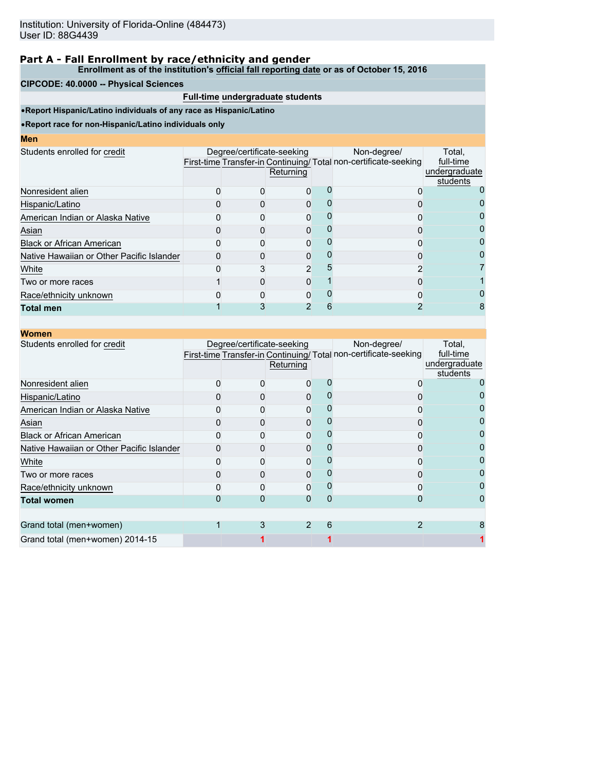Institution: University of Florida-Online (484473)
User ID: 88G4439

## Part A - Fall Enrollment by race/ethnicity and gender

**Enrollment as of the institution's official fall reporting date or as of October 15, 2016**

**CIPCODE: 40.0000 -- Physical Sciences**

**Full-time undergraduate students**

- **Report Hispanic/Latino individuals of any race as Hispanic/Latino**
- **Report race for non-Hispanic/Latino individuals only**

### Men

| Students enrolled for credit | Degree/certificate-seeking | | | | Non-degree/ non-certificate-seeking | Total, full-time undergraduate students |
|---|---|---|---|---|---|---|
| | First-time | Transfer-in | Continuing/ Returning | Total | | |
| Nonresident alien | 0 | 0 | 0 | 0 | 0 | 0 |
| Hispanic/Latino | 0 | 0 | 0 | 0 | 0 | 0 |
| American Indian or Alaska Native | 0 | 0 | 0 | 0 | 0 | 0 |
| Asian | 0 | 0 | 0 | 0 | 0 | 0 |
| Black or African American | 0 | 0 | 0 | 0 | 0 | 0 |
| Native Hawaiian or Other Pacific Islander | 0 | 0 | 0 | 0 | 0 | 0 |
| White | 0 | 3 | 2 | 5 | 2 | 7 |
| Two or more races | 1 | 0 | 0 | 1 | 0 | 1 |
| Race/ethnicity unknown | 0 | 0 | 0 | 0 | 0 | 0 |
| **Total men** | 1 | 3 | 2 | 6 | 2 | 8 |

### Women

| Students enrolled for credit | Degree/certificate-seeking | | | | Non-degree/ non-certificate-seeking | Total, full-time undergraduate students |
|---|---|---|---|---|---|---|
| | First-time | Transfer-in | Continuing/ Returning | Total | | |
| Nonresident alien | 0 | 0 | 0 | 0 | 0 | 0 |
| Hispanic/Latino | 0 | 0 | 0 | 0 | 0 | 0 |
| American Indian or Alaska Native | 0 | 0 | 0 | 0 | 0 | 0 |
| Asian | 0 | 0 | 0 | 0 | 0 | 0 |
| Black or African American | 0 | 0 | 0 | 0 | 0 | 0 |
| Native Hawaiian or Other Pacific Islander | 0 | 0 | 0 | 0 | 0 | 0 |
| White | 0 | 0 | 0 | 0 | 0 | 0 |
| Two or more races | 0 | 0 | 0 | 0 | 0 | 0 |
| Race/ethnicity unknown | 0 | 0 | 0 | 0 | 0 | 0 |
| **Total women** | 0 | 0 | 0 | 0 | 0 | 0 |
| | | | | | | |
| Grand total (men+women) | 1 | 3 | 2 | 6 | 2 | 8 |
| Grand total (men+women) 2014-15 | | 1 | | 1 | | 1 |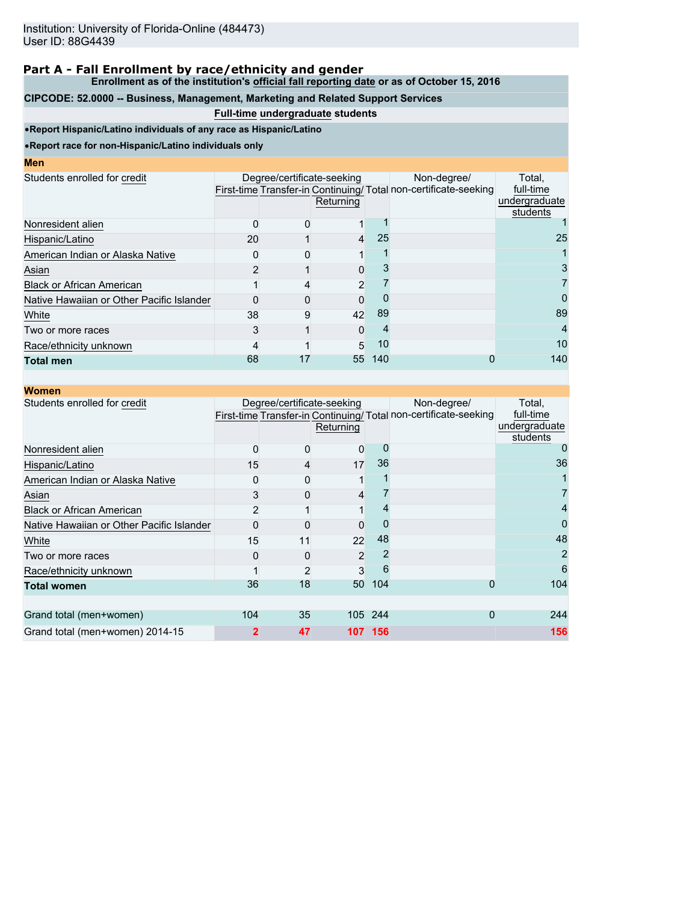Institution: University of Florida-Online (484473)
User ID: 88G4439

## Part A - Fall Enrollment by race/ethnicity and gender

**Enrollment as of the institution's official fall reporting date or as of October 15, 2016**

**CIPCODE: 52.0000 -- Business, Management, Marketing and Related Support Services**

**Full-time undergraduate students**

- **Report Hispanic/Latino individuals of any race as Hispanic/Latino**
- **Report race for non-Hispanic/Latino individuals only**

**Men**

| Students enrolled for credit | Degree/certificate-seeking | | | | Non-degree/ non-certificate-seeking | Total, full-time undergraduate students |
|---|---|---|---|---|---|---|
| | First-time | Transfer-in | Continuing/ Returning | Total | | |
| Nonresident alien | 0 | 0 | 1 | 1 | | 1 |
| Hispanic/Latino | 20 | 1 | 4 | 25 | | 25 |
| American Indian or Alaska Native | 0 | 0 | 1 | 1 | | 1 |
| Asian | 2 | 1 | 0 | 3 | | 3 |
| Black or African American | 1 | 4 | 2 | 7 | | 7 |
| Native Hawaiian or Other Pacific Islander | 0 | 0 | 0 | 0 | | 0 |
| White | 38 | 9 | 42 | 89 | | 89 |
| Two or more races | 3 | 1 | 0 | 4 | | 4 |
| Race/ethnicity unknown | 4 | 1 | 5 | 10 | | 10 |
| **Total men** | 68 | 17 | 55 | 140 | 0 | 140 |

**Women**

| Students enrolled for credit | Degree/certificate-seeking | | | | Non-degree/ non-certificate-seeking | Total, full-time undergraduate students |
|---|---|---|---|---|---|---|
| | First-time | Transfer-in | Continuing/ Returning | Total | | |
| Nonresident alien | 0 | 0 | 0 | 0 | | 0 |
| Hispanic/Latino | 15 | 4 | 17 | 36 | | 36 |
| American Indian or Alaska Native | 0 | 0 | 1 | 1 | | 1 |
| Asian | 3 | 0 | 4 | 7 | | 7 |
| Black or African American | 2 | 1 | 1 | 4 | | 4 |
| Native Hawaiian or Other Pacific Islander | 0 | 0 | 0 | 0 | | 0 |
| White | 15 | 11 | 22 | 48 | | 48 |
| Two or more races | 0 | 0 | 2 | 2 | | 2 |
| Race/ethnicity unknown | 1 | 2 | 3 | 6 | | 6 |
| **Total women** | 36 | 18 | 50 | 104 | 0 | 104 |
| | | | | | | |
| Grand total (men+women) | 104 | 35 | 105 | 244 | 0 | 244 |
| Grand total (men+women) 2014-15 | **2** | **47** | **107** | **156** | | **156** |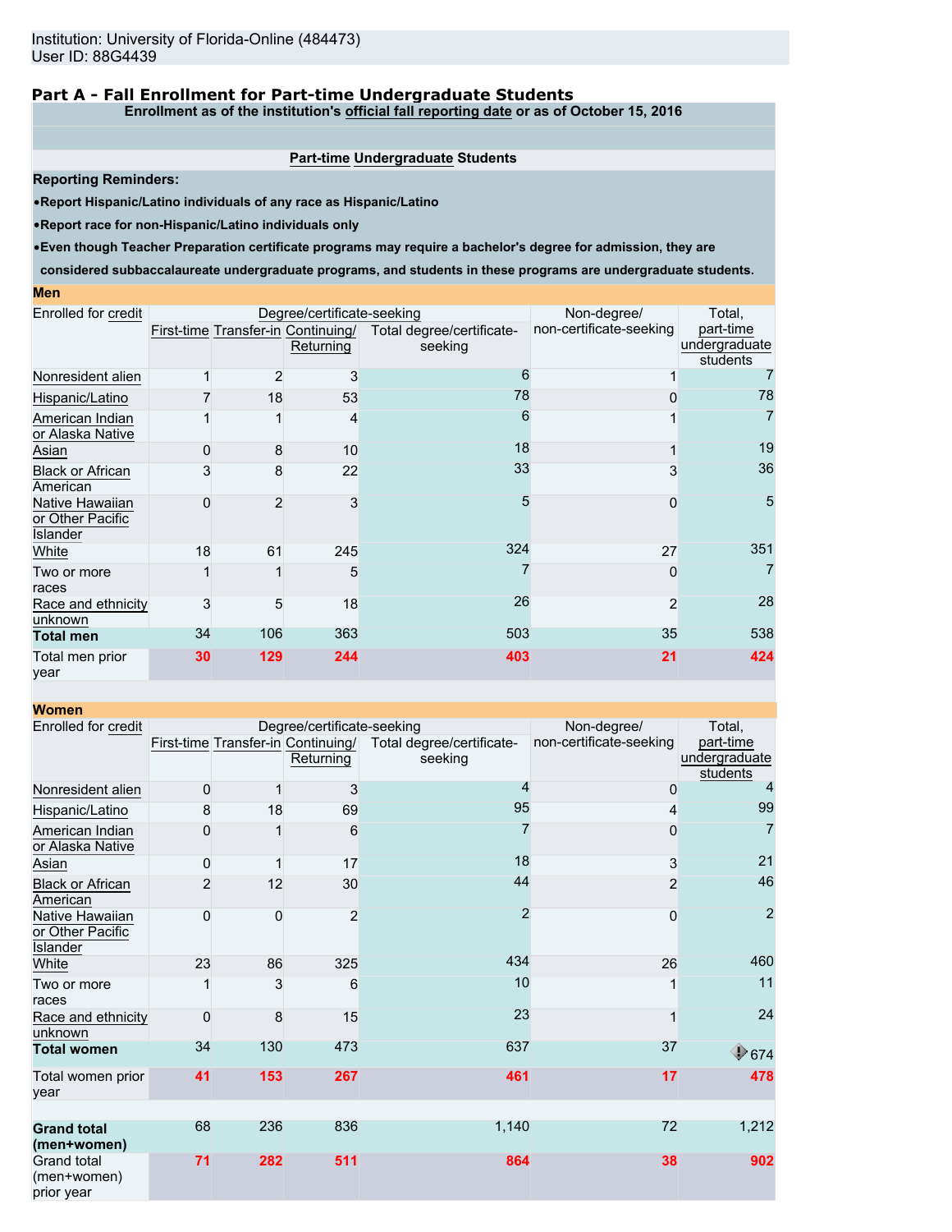Institution: University of Florida-Online (484473)
User ID: 88G4439

## Part A - Fall Enrollment for Part-time Undergraduate Students

**Enrollment as of the institution's official fall reporting date or as of October 15, 2016**

**Part-time Undergraduate Students**

**Reporting Reminders:**

- **Report Hispanic/Latino individuals of any race as Hispanic/Latino**
- **Report race for non-Hispanic/Latino individuals only**
- **Even though Teacher Preparation certificate programs may require a bachelor's degree for admission, they are considered subbaccalaureate undergraduate programs, and students in these programs are undergraduate students.**

**Men**

| Enrolled for credit | Degree/certificate-seeking | | | | Non-degree/ non-certificate-seeking | Total, part-time undergraduate students |
|---|---|---|---|---|---|---|
| | First-time | Transfer-in | Continuing/ Returning | Total degree/certificate-seeking | | |
| Nonresident alien | 1 | 2 | 3 | 6 | 1 | 7 |
| Hispanic/Latino | 7 | 18 | 53 | 78 | 0 | 78 |
| American Indian or Alaska Native | 1 | 1 | 4 | 6 | 1 | 7 |
| Asian | 0 | 8 | 10 | 18 | 1 | 19 |
| Black or African American | 3 | 8 | 22 | 33 | 3 | 36 |
| Native Hawaiian or Other Pacific Islander | 0 | 2 | 3 | 5 | 0 | 5 |
| White | 18 | 61 | 245 | 324 | 27 | 351 |
| Two or more races | 1 | 1 | 5 | 7 | 0 | 7 |
| Race and ethnicity unknown | 3 | 5 | 18 | 26 | 2 | 28 |
| **Total men** | 34 | 106 | 363 | 503 | 35 | 538 |
| Total men prior year | **30** | **129** | **244** | **403** | **21** | **424** |

**Women**

| Enrolled for credit | Degree/certificate-seeking | | | | Non-degree/ non-certificate-seeking | Total, part-time undergraduate students |
|---|---|---|---|---|---|---|
| | First-time | Transfer-in | Continuing/ Returning | Total degree/certificate-seeking | | |
| Nonresident alien | 0 | 1 | 3 | 4 | 0 | 4 |
| Hispanic/Latino | 8 | 18 | 69 | 95 | 4 | 99 |
| American Indian or Alaska Native | 0 | 1 | 6 | 7 | 0 | 7 |
| Asian | 0 | 1 | 17 | 18 | 3 | 21 |
| Black or African American | 2 | 12 | 30 | 44 | 2 | 46 |
| Native Hawaiian or Other Pacific Islander | 0 | 0 | 2 | 2 | 0 | 2 |
| White | 23 | 86 | 325 | 434 | 26 | 460 |
| Two or more races | 1 | 3 | 6 | 10 | 1 | 11 |
| Race and ethnicity unknown | 0 | 8 | 15 | 23 | 1 | 24 |
| **Total women** | 34 | 130 | 473 | 637 | 37 | 674 |
| Total women prior year | **41** | **153** | **267** | **461** | **17** | **478** |
| **Grand total (men+women)** | 68 | 236 | 836 | 1,140 | 72 | 1,212 |
| Grand total (men+women) prior year | **71** | **282** | **511** | **864** | **38** | **902** |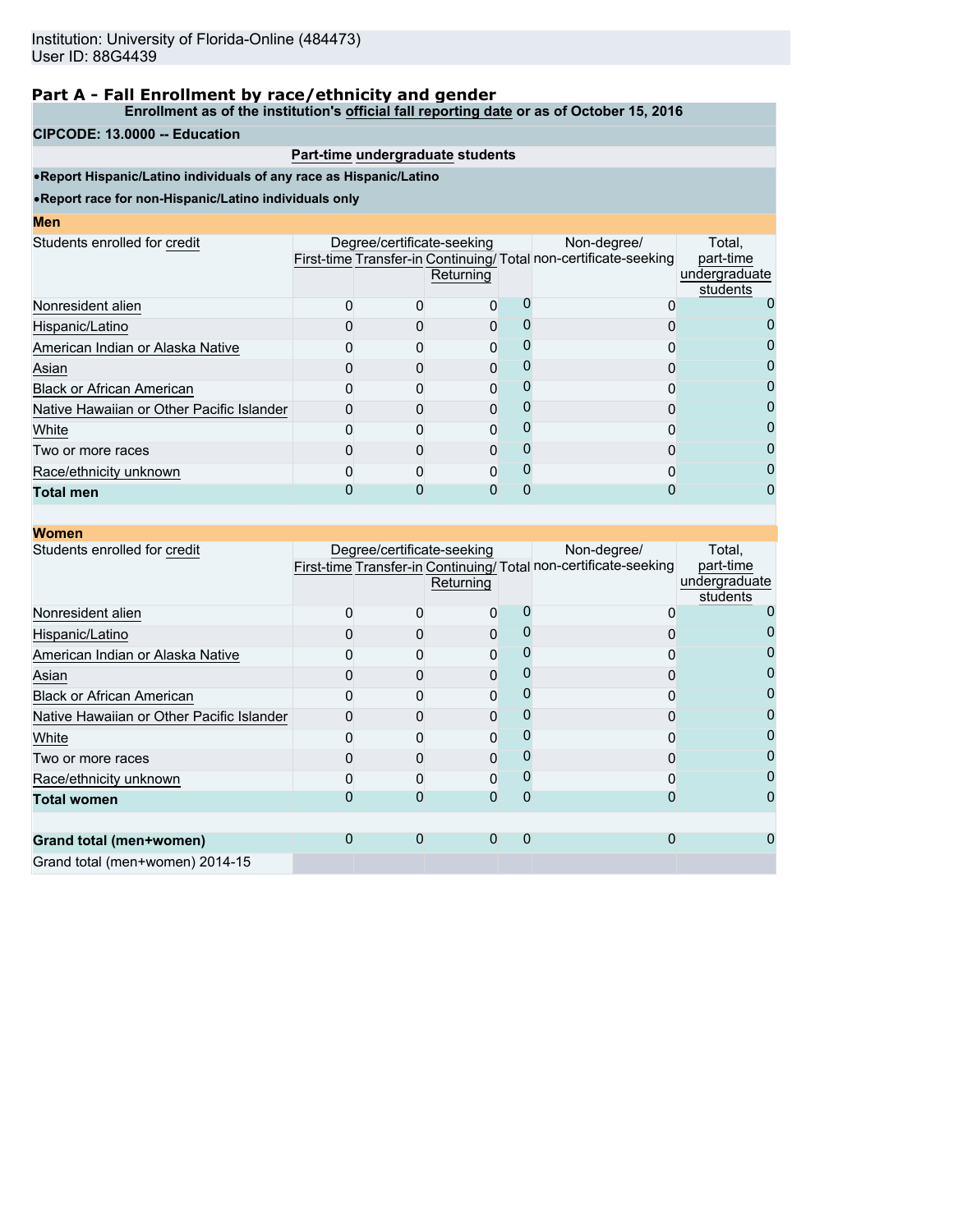Institution: University of Florida-Online (484473)
User ID: 88G4439

## Part A - Fall Enrollment by race/ethnicity and gender

**Enrollment as of the institution's official fall reporting date or as of October 15, 2016**

**CIPCODE: 13.0000 -- Education**

**Part-time undergraduate students**

- **Report Hispanic/Latino individuals of any race as Hispanic/Latino**
- **Report race for non-Hispanic/Latino individuals only**

### Men

| Students enrolled for credit | Degree/certificate-seeking | | | | Non-degree/ non-certificate-seeking | Total, part-time undergraduate students |
|---|---|---|---|---|---|---|
| | First-time | Transfer-in | Continuing/ Returning | Total | | |
| Nonresident alien | 0 | 0 | 0 | 0 | 0 | 0 |
| Hispanic/Latino | 0 | 0 | 0 | 0 | 0 | 0 |
| American Indian or Alaska Native | 0 | 0 | 0 | 0 | 0 | 0 |
| Asian | 0 | 0 | 0 | 0 | 0 | 0 |
| Black or African American | 0 | 0 | 0 | 0 | 0 | 0 |
| Native Hawaiian or Other Pacific Islander | 0 | 0 | 0 | 0 | 0 | 0 |
| White | 0 | 0 | 0 | 0 | 0 | 0 |
| Two or more races | 0 | 0 | 0 | 0 | 0 | 0 |
| Race/ethnicity unknown | 0 | 0 | 0 | 0 | 0 | 0 |
| **Total men** | 0 | 0 | 0 | 0 | 0 | 0 |

### Women

| Students enrolled for credit | Degree/certificate-seeking | | | | Non-degree/ non-certificate-seeking | Total, part-time undergraduate students |
|---|---|---|---|---|---|---|
| | First-time | Transfer-in | Continuing/ Returning | Total | | |
| Nonresident alien | 0 | 0 | 0 | 0 | 0 | 0 |
| Hispanic/Latino | 0 | 0 | 0 | 0 | 0 | 0 |
| American Indian or Alaska Native | 0 | 0 | 0 | 0 | 0 | 0 |
| Asian | 0 | 0 | 0 | 0 | 0 | 0 |
| Black or African American | 0 | 0 | 0 | 0 | 0 | 0 |
| Native Hawaiian or Other Pacific Islander | 0 | 0 | 0 | 0 | 0 | 0 |
| White | 0 | 0 | 0 | 0 | 0 | 0 |
| Two or more races | 0 | 0 | 0 | 0 | 0 | 0 |
| Race/ethnicity unknown | 0 | 0 | 0 | 0 | 0 | 0 |
| **Total women** | 0 | 0 | 0 | 0 | 0 | 0 |
| | | | | | | |
| **Grand total (men+women)** | 0 | 0 | 0 | 0 | 0 | 0 |
| Grand total (men+women) 2014-15 | | | | | | |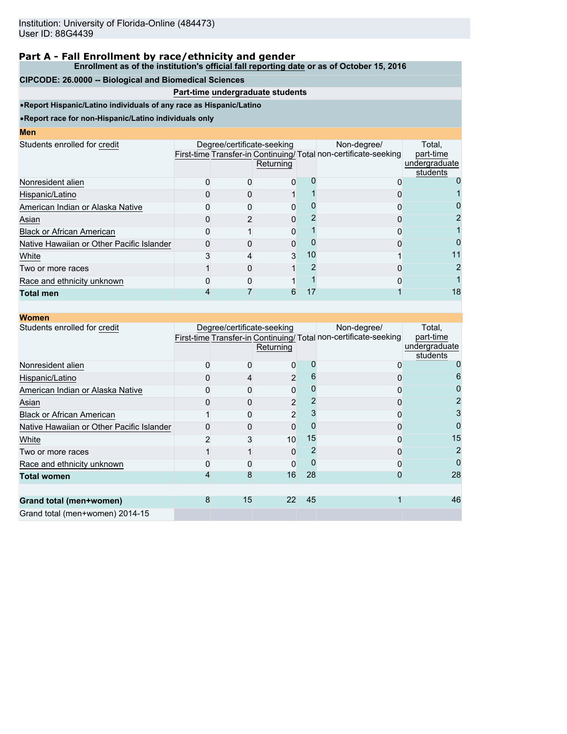Institution: University of Florida-Online (484473)
User ID: 88G4439

## Part A - Fall Enrollment by race/ethnicity and gender

**Enrollment as of the institution's official fall reporting date or as of October 15, 2016**

**CIPCODE: 26.0000 -- Biological and Biomedical Sciences**

**Part-time undergraduate students**

- **Report Hispanic/Latino individuals of any race as Hispanic/Latino**
- **Report race for non-Hispanic/Latino individuals only**

### Men

| Students enrolled for credit | Degree/certificate-seeking | | | | Non-degree/ non-certificate-seeking | Total, part-time undergraduate students |
|---|---|---|---|---|---|---|
| | First-time | Transfer-in | Continuing/ Returning | Total | | |
| Nonresident alien | 0 | 0 | 0 | 0 | 0 | 0 |
| Hispanic/Latino | 0 | 0 | 1 | 1 | 0 | 1 |
| American Indian or Alaska Native | 0 | 0 | 0 | 0 | 0 | 0 |
| Asian | 0 | 2 | 0 | 2 | 0 | 2 |
| Black or African American | 0 | 1 | 0 | 1 | 0 | 1 |
| Native Hawaiian or Other Pacific Islander | 0 | 0 | 0 | 0 | 0 | 0 |
| White | 3 | 4 | 3 | 10 | 1 | 11 |
| Two or more races | 1 | 0 | 1 | 2 | 0 | 2 |
| Race and ethnicity unknown | 0 | 0 | 1 | 1 | 0 | 1 |
| **Total men** | 4 | 7 | 6 | 17 | 1 | 18 |

### Women

| Students enrolled for credit | Degree/certificate-seeking | | | | Non-degree/ non-certificate-seeking | Total, part-time undergraduate students |
|---|---|---|---|---|---|---|
| | First-time | Transfer-in | Continuing/ Returning | Total | | |
| Nonresident alien | 0 | 0 | 0 | 0 | 0 | 0 |
| Hispanic/Latino | 0 | 4 | 2 | 6 | 0 | 6 |
| American Indian or Alaska Native | 0 | 0 | 0 | 0 | 0 | 0 |
| Asian | 0 | 0 | 2 | 2 | 0 | 2 |
| Black or African American | 1 | 0 | 2 | 3 | 0 | 3 |
| Native Hawaiian or Other Pacific Islander | 0 | 0 | 0 | 0 | 0 | 0 |
| White | 2 | 3 | 10 | 15 | 0 | 15 |
| Two or more races | 1 | 1 | 0 | 2 | 0 | 2 |
| Race and ethnicity unknown | 0 | 0 | 0 | 0 | 0 | 0 |
| **Total women** | 4 | 8 | 16 | 28 | 0 | 28 |
| | | | | | | |
| **Grand total (men+women)** | 8 | 15 | 22 | 45 | 1 | 46 |
| Grand total (men+women) 2014-15 | | | | | | |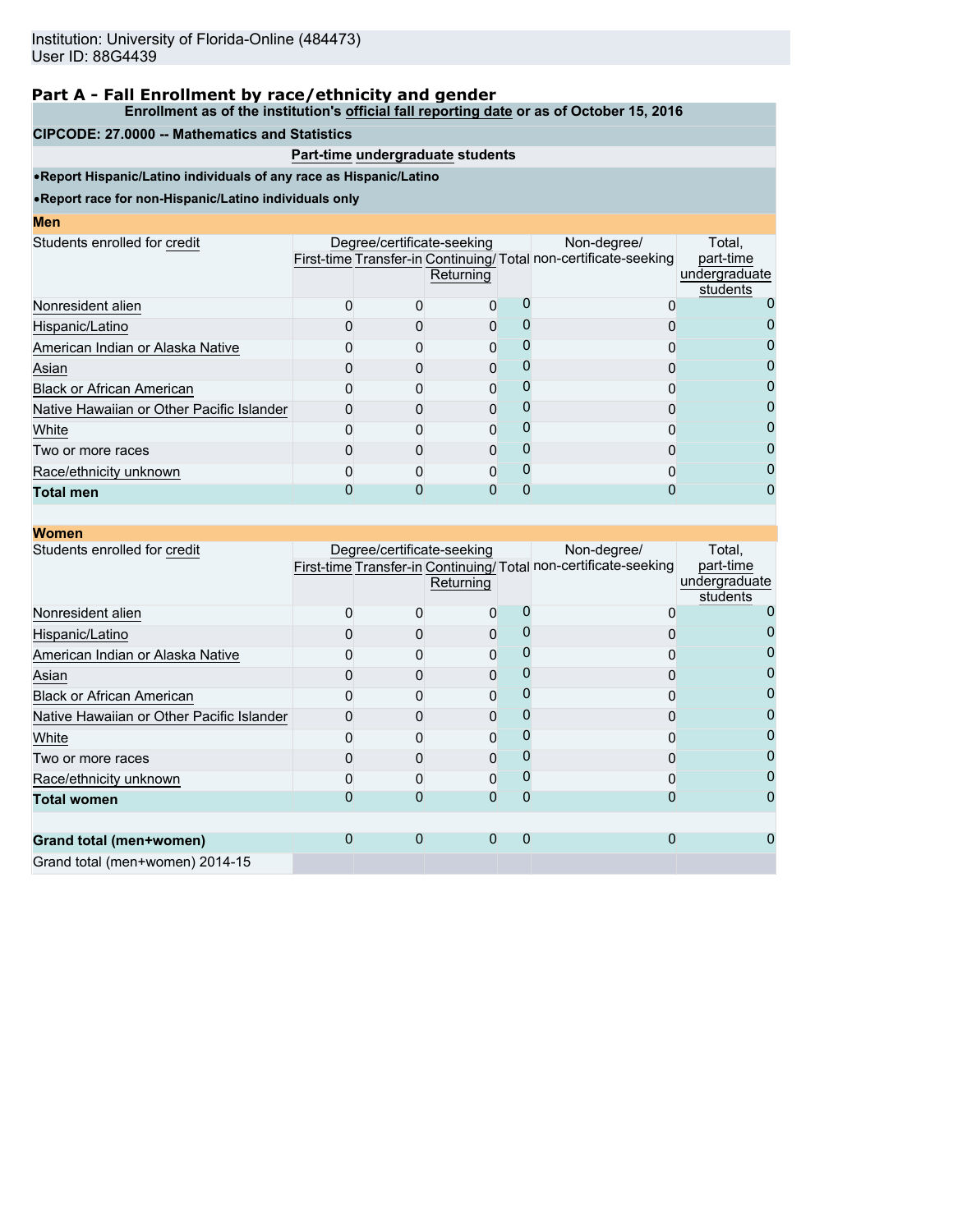Institution: University of Florida-Online (484473)
User ID: 88G4439

## Part A - Fall Enrollment by race/ethnicity and gender

**Enrollment as of the institution's official fall reporting date or as of October 15, 2016**

**CIPCODE: 27.0000 -- Mathematics and Statistics**

**Part-time undergraduate students**

- **Report Hispanic/Latino individuals of any race as Hispanic/Latino**
- **Report race for non-Hispanic/Latino individuals only**

### Men

| Students enrolled for credit | Degree/certificate-seeking | | | | Non-degree/ non-certificate-seeking | Total, part-time undergraduate students |
|---|---|---|---|---|---|---|
| | First-time | Transfer-in | Continuing/ Returning | Total | | |
| Nonresident alien | 0 | 0 | 0 | 0 | 0 | 0 |
| Hispanic/Latino | 0 | 0 | 0 | 0 | 0 | 0 |
| American Indian or Alaska Native | 0 | 0 | 0 | 0 | 0 | 0 |
| Asian | 0 | 0 | 0 | 0 | 0 | 0 |
| Black or African American | 0 | 0 | 0 | 0 | 0 | 0 |
| Native Hawaiian or Other Pacific Islander | 0 | 0 | 0 | 0 | 0 | 0 |
| White | 0 | 0 | 0 | 0 | 0 | 0 |
| Two or more races | 0 | 0 | 0 | 0 | 0 | 0 |
| Race/ethnicity unknown | 0 | 0 | 0 | 0 | 0 | 0 |
| **Total men** | 0 | 0 | 0 | 0 | 0 | 0 |

### Women

| Students enrolled for credit | Degree/certificate-seeking | | | | Non-degree/ non-certificate-seeking | Total, part-time undergraduate students |
|---|---|---|---|---|---|---|
| | First-time | Transfer-in | Continuing/ Returning | Total | | |
| Nonresident alien | 0 | 0 | 0 | 0 | 0 | 0 |
| Hispanic/Latino | 0 | 0 | 0 | 0 | 0 | 0 |
| American Indian or Alaska Native | 0 | 0 | 0 | 0 | 0 | 0 |
| Asian | 0 | 0 | 0 | 0 | 0 | 0 |
| Black or African American | 0 | 0 | 0 | 0 | 0 | 0 |
| Native Hawaiian or Other Pacific Islander | 0 | 0 | 0 | 0 | 0 | 0 |
| White | 0 | 0 | 0 | 0 | 0 | 0 |
| Two or more races | 0 | 0 | 0 | 0 | 0 | 0 |
| Race/ethnicity unknown | 0 | 0 | 0 | 0 | 0 | 0 |
| **Total women** | 0 | 0 | 0 | 0 | 0 | 0 |
| | | | | | | |
| **Grand total (men+women)** | 0 | 0 | 0 | 0 | 0 | 0 |
| Grand total (men+women) 2014-15 | | | | | | |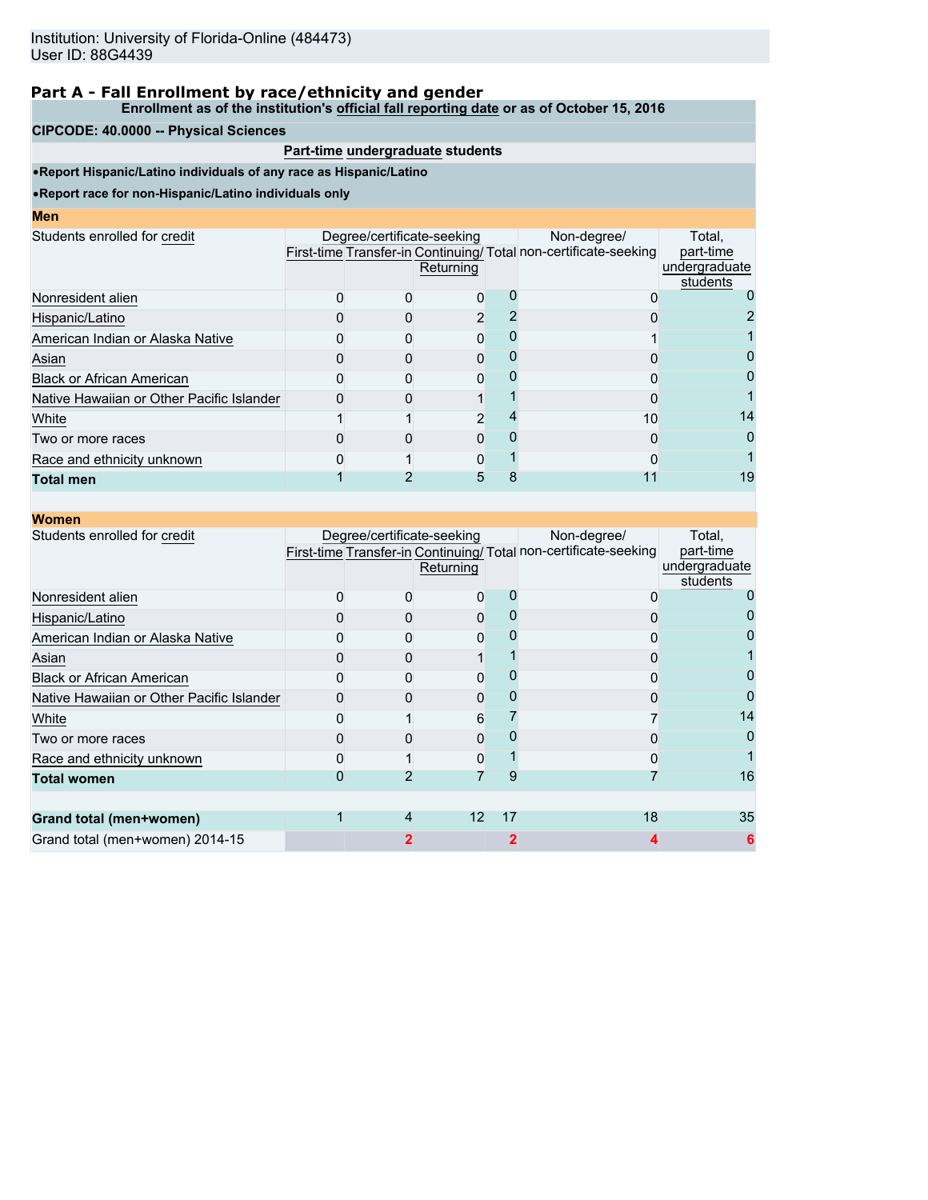Institution: University of Florida-Online (484473)
User ID: 88G4439

## Part A - Fall Enrollment by race/ethnicity and gender

**Enrollment as of the institution's official fall reporting date or as of October 15, 2016**

**CIPCODE: 40.0000 -- Physical Sciences**

**Part-time undergraduate students**

- **Report Hispanic/Latino individuals of any race as Hispanic/Latino**
- **Report race for non-Hispanic/Latino individuals only**

### Men

| Students enrolled for credit | Degree/certificate-seeking | | | | Non-degree/ non-certificate-seeking | Total, part-time undergraduate students |
|---|---|---|---|---|---|---|
| | First-time | Transfer-in | Continuing/ Returning | Total | | |
| Nonresident alien | 0 | 0 | 0 | 0 | 0 | 0 |
| Hispanic/Latino | 0 | 0 | 2 | 2 | 0 | 2 |
| American Indian or Alaska Native | 0 | 0 | 0 | 0 | 1 | 1 |
| Asian | 0 | 0 | 0 | 0 | 0 | 0 |
| Black or African American | 0 | 0 | 0 | 0 | 0 | 0 |
| Native Hawaiian or Other Pacific Islander | 0 | 0 | 1 | 1 | 0 | 1 |
| White | 1 | 1 | 2 | 4 | 10 | 14 |
| Two or more races | 0 | 0 | 0 | 0 | 0 | 0 |
| Race and ethnicity unknown | 0 | 1 | 0 | 1 | 0 | 1 |
| **Total men** | 1 | 2 | 5 | 8 | 11 | 19 |

### Women

| Students enrolled for credit | Degree/certificate-seeking | | | | Non-degree/ non-certificate-seeking | Total, part-time undergraduate students |
|---|---|---|---|---|---|---|
| | First-time | Transfer-in | Continuing/ Returning | Total | | |
| Nonresident alien | 0 | 0 | 0 | 0 | 0 | 0 |
| Hispanic/Latino | 0 | 0 | 0 | 0 | 0 | 0 |
| American Indian or Alaska Native | 0 | 0 | 0 | 0 | 0 | 0 |
| Asian | 0 | 0 | 1 | 1 | 0 | 1 |
| Black or African American | 0 | 0 | 0 | 0 | 0 | 0 |
| Native Hawaiian or Other Pacific Islander | 0 | 0 | 0 | 0 | 0 | 0 |
| White | 0 | 1 | 6 | 7 | 7 | 14 |
| Two or more races | 0 | 0 | 0 | 0 | 0 | 0 |
| Race and ethnicity unknown | 0 | 1 | 0 | 1 | 0 | 1 |
| **Total women** | 0 | 2 | 7 | 9 | 7 | 16 |
| | | | | | | |
| **Grand total (men+women)** | 1 | 4 | 12 | 17 | 18 | 35 |
| Grand total (men+women) 2014-15 | | 2 | | 2 | 4 | 6 |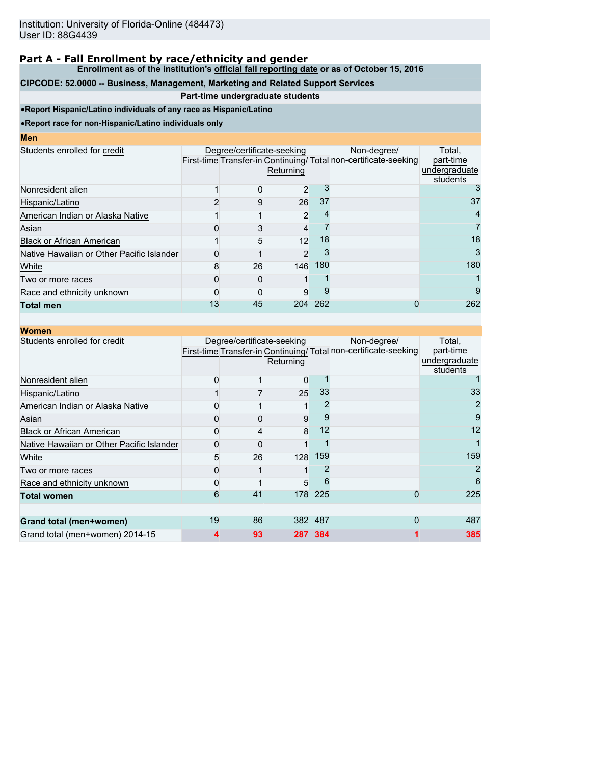Institution: University of Florida-Online (484473)
User ID: 88G4439

## Part A - Fall Enrollment by race/ethnicity and gender

**Enrollment as of the institution's official fall reporting date or as of October 15, 2016**

**CIPCODE: 52.0000 -- Business, Management, Marketing and Related Support Services**

**Part-time undergraduate students**

- **Report Hispanic/Latino individuals of any race as Hispanic/Latino**
- **Report race for non-Hispanic/Latino individuals only**

### Men

| Students enrolled for credit | Degree/certificate-seeking | | | | Non-degree/ non-certificate-seeking | Total, part-time undergraduate students |
|---|---|---|---|---|---|---|
| | First-time | Transfer-in | Continuing/ Returning | Total | | |
| Nonresident alien | 1 | 0 | 2 | 3 | | 3 |
| Hispanic/Latino | 2 | 9 | 26 | 37 | | 37 |
| American Indian or Alaska Native | 1 | 1 | 2 | 4 | | 4 |
| Asian | 0 | 3 | 4 | 7 | | 7 |
| Black or African American | 1 | 5 | 12 | 18 | | 18 |
| Native Hawaiian or Other Pacific Islander | 0 | 1 | 2 | 3 | | 3 |
| White | 8 | 26 | 146 | 180 | | 180 |
| Two or more races | 0 | 0 | 1 | 1 | | 1 |
| Race and ethnicity unknown | 0 | 0 | 9 | 9 | | 9 |
| **Total men** | 13 | 45 | 204 | 262 | 0 | 262 |

### Women

| Students enrolled for credit | Degree/certificate-seeking | | | | Non-degree/ non-certificate-seeking | Total, part-time undergraduate students |
|---|---|---|---|---|---|---|
| | First-time | Transfer-in | Continuing/ Returning | Total | | |
| Nonresident alien | 0 | 1 | 0 | 1 | | 1 |
| Hispanic/Latino | 1 | 7 | 25 | 33 | | 33 |
| American Indian or Alaska Native | 0 | 1 | 1 | 2 | | 2 |
| Asian | 0 | 0 | 9 | 9 | | 9 |
| Black or African American | 0 | 4 | 8 | 12 | | 12 |
| Native Hawaiian or Other Pacific Islander | 0 | 0 | 1 | 1 | | 1 |
| White | 5 | 26 | 128 | 159 | | 159 |
| Two or more races | 0 | 1 | 1 | 2 | | 2 |
| Race and ethnicity unknown | 0 | 1 | 5 | 6 | | 6 |
| **Total women** | 6 | 41 | 178 | 225 | 0 | 225 |
| | | | | | | |
| **Grand total (men+women)** | 19 | 86 | 382 | 487 | 0 | 487 |
| Grand total (men+women) 2014-15 | 4 | 93 | 287 | 384 | 1 | 385 |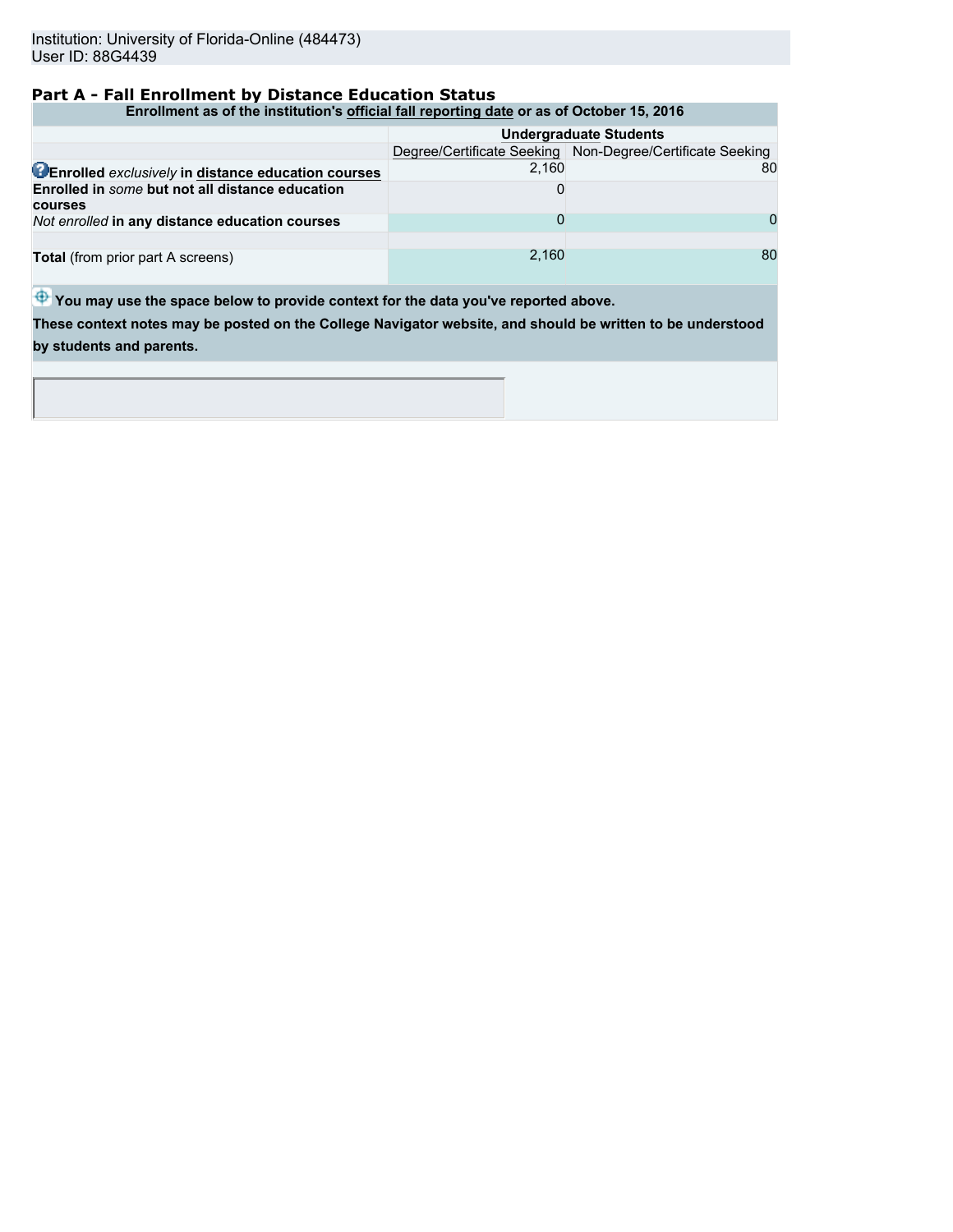Institution: University of Florida-Online (484473)
User ID: 88G4439

## Part A - Fall Enrollment by Distance Education Status

**Enrollment as of the institution's official fall reporting date or as of October 15, 2016**

| | **Undergraduate Students** | |
|---|---|---|
| | Degree/Certificate Seeking | Non-Degree/Certificate Seeking |
| **Enrolled** *exclusively* **in distance education courses** | 2,160 | 80 |
| **Enrolled in** *some* **but not all distance education courses** | 0 | |
| *Not enrolled* **in any distance education courses** | 0 | 0 |
| | | |
| **Total** (from prior part A screens) | 2,160 | 80 |

**You may use the space below to provide context for the data you've reported above.**

**These context notes may be posted on the College Navigator website, and should be written to be understood by students and parents.**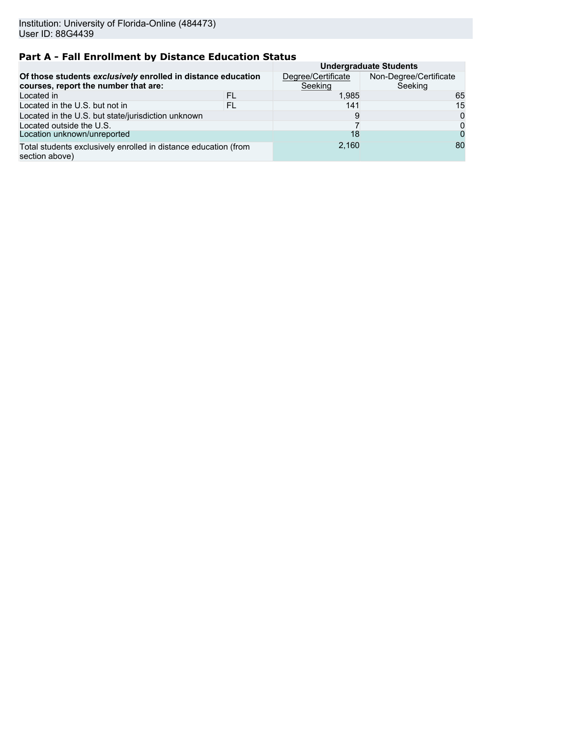Institution: University of Florida-Online (484473)
User ID: 88G4439

## Part A - Fall Enrollment by Distance Education Status

| Of those students *exclusively* enrolled in distance education courses, report the number that are: | | Undergraduate Students | |
|---|---|---|---|
| | | Degree/Certificate Seeking | Non-Degree/Certificate Seeking |
| Located in | FL | 1,985 | 65 |
| Located in the U.S. but not in | FL | 141 | 15 |
| Located in the U.S. but state/jurisdiction unknown | | 9 | 0 |
| Located outside the U.S. | | 7 | 0 |
| Location unknown/unreported | | 18 | 0 |
| Total students exclusively enrolled in distance education (from section above) | | 2,160 | 80 |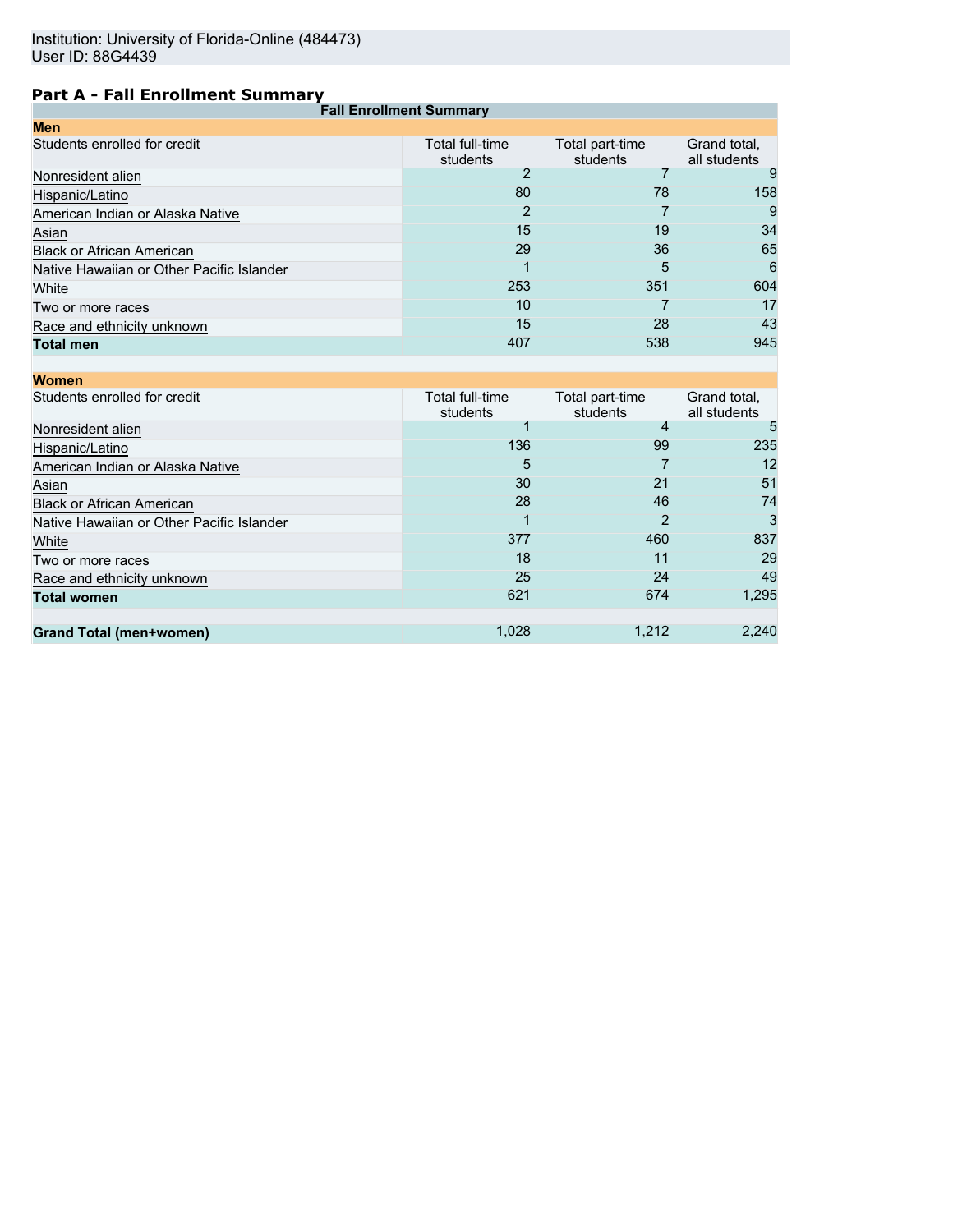Institution: University of Florida-Online (484473)
User ID: 88G4439

## Part A - Fall Enrollment Summary

| Fall Enrollment Summary | | | |
|---|---|---|---|
| **Men** | | | |
| Students enrolled for credit | Total full-time students | Total part-time students | Grand total, all students |
| Nonresident alien | 2 | 7 | 9 |
| Hispanic/Latino | 80 | 78 | 158 |
| American Indian or Alaska Native | 2 | 7 | 9 |
| Asian | 15 | 19 | 34 |
| Black or African American | 29 | 36 | 65 |
| Native Hawaiian or Other Pacific Islander | 1 | 5 | 6 |
| White | 253 | 351 | 604 |
| Two or more races | 10 | 7 | 17 |
| Race and ethnicity unknown | 15 | 28 | 43 |
| **Total men** | 407 | 538 | 945 |
| **Women** | | | |
| Students enrolled for credit | Total full-time students | Total part-time students | Grand total, all students |
| Nonresident alien | 1 | 4 | 5 |
| Hispanic/Latino | 136 | 99 | 235 |
| American Indian or Alaska Native | 5 | 7 | 12 |
| Asian | 30 | 21 | 51 |
| Black or African American | 28 | 46 | 74 |
| Native Hawaiian or Other Pacific Islander | 1 | 2 | 3 |
| White | 377 | 460 | 837 |
| Two or more races | 18 | 11 | 29 |
| Race and ethnicity unknown | 25 | 24 | 49 |
| **Total women** | 621 | 674 | 1,295 |
| **Grand Total (men+women)** | 1,028 | 1,212 | 2,240 |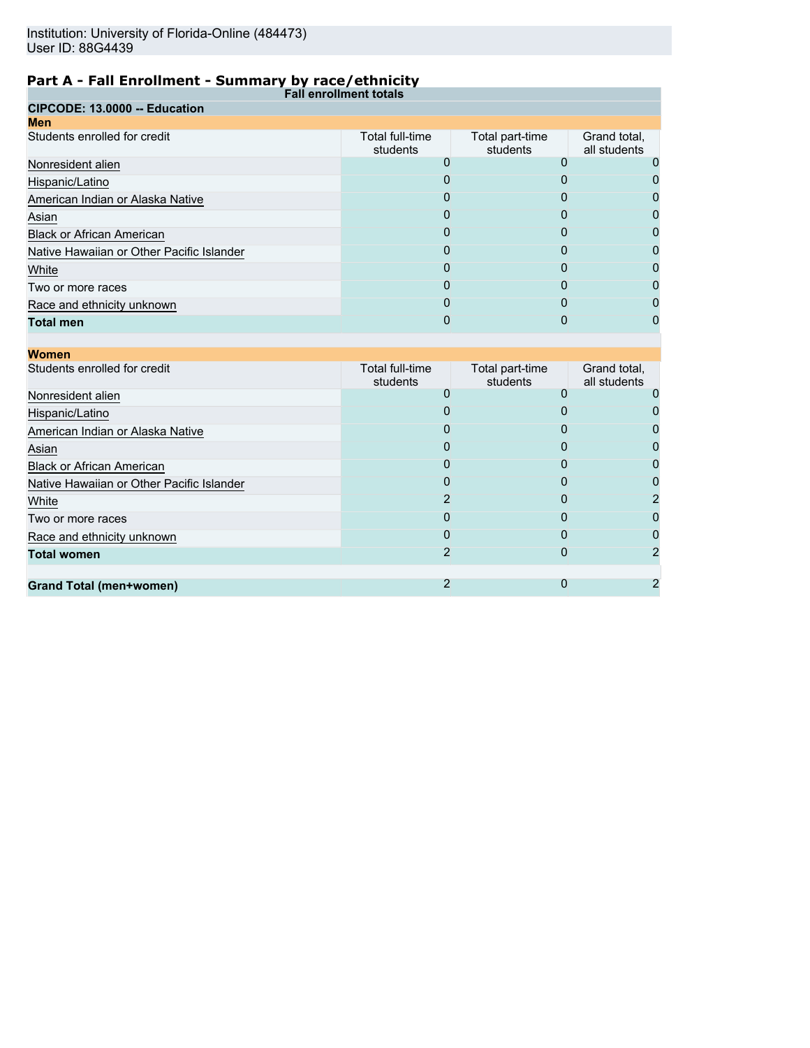Institution: University of Florida-Online (484473)
User ID: 88G4439

## Part A - Fall Enrollment - Summary by race/ethnicity

**Fall enrollment totals**

**CIPCODE: 13.0000 -- Education**

**Men**

| Students enrolled for credit | Total full-time students | Total part-time students | Grand total, all students |
|---|---|---|---|
| Nonresident alien | 0 | 0 | 0 |
| Hispanic/Latino | 0 | 0 | 0 |
| American Indian or Alaska Native | 0 | 0 | 0 |
| Asian | 0 | 0 | 0 |
| Black or African American | 0 | 0 | 0 |
| Native Hawaiian or Other Pacific Islander | 0 | 0 | 0 |
| White | 0 | 0 | 0 |
| Two or more races | 0 | 0 | 0 |
| Race and ethnicity unknown | 0 | 0 | 0 |
| **Total men** | 0 | 0 | 0 |

**Women**

| Students enrolled for credit | Total full-time students | Total part-time students | Grand total, all students |
|---|---|---|---|
| Nonresident alien | 0 | 0 | 0 |
| Hispanic/Latino | 0 | 0 | 0 |
| American Indian or Alaska Native | 0 | 0 | 0 |
| Asian | 0 | 0 | 0 |
| Black or African American | 0 | 0 | 0 |
| Native Hawaiian or Other Pacific Islander | 0 | 0 | 0 |
| White | 2 | 0 | 2 |
| Two or more races | 0 | 0 | 0 |
| Race and ethnicity unknown | 0 | 0 | 0 |
| **Total women** | 2 | 0 | 2 |
| | | | |
| **Grand Total (men+women)** | 2 | 0 | 2 |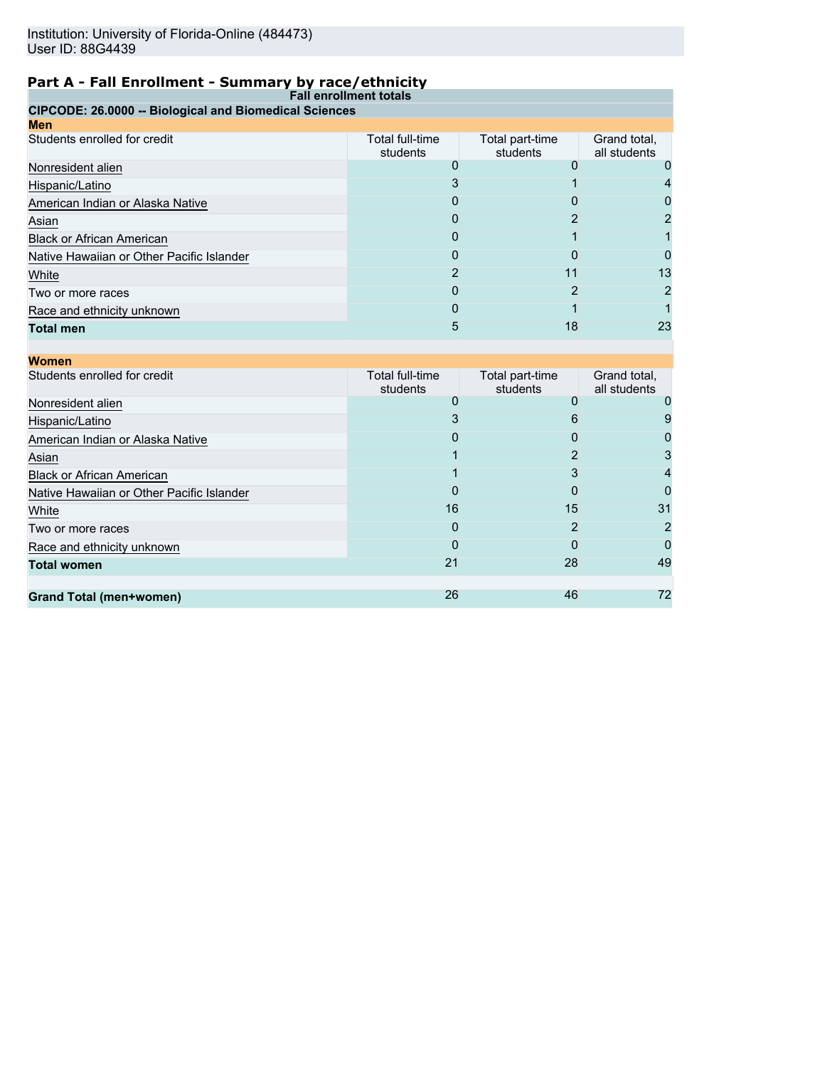Institution: University of Florida-Online (484473)
User ID: 88G4439

## Part A - Fall Enrollment - Summary by race/ethnicity

**Fall enrollment totals**

**CIPCODE: 26.0000 -- Biological and Biomedical Sciences**

**Men**

| Students enrolled for credit | Total full-time students | Total part-time students | Grand total, all students |
|---|---|---|---|
| Nonresident alien | 0 | 0 | 0 |
| Hispanic/Latino | 3 | 1 | 4 |
| American Indian or Alaska Native | 0 | 0 | 0 |
| Asian | 0 | 2 | 2 |
| Black or African American | 0 | 1 | 1 |
| Native Hawaiian or Other Pacific Islander | 0 | 0 | 0 |
| White | 2 | 11 | 13 |
| Two or more races | 0 | 2 | 2 |
| Race and ethnicity unknown | 0 | 1 | 1 |
| **Total men** | 5 | 18 | 23 |

**Women**

| Students enrolled for credit | Total full-time students | Total part-time students | Grand total, all students |
|---|---|---|---|
| Nonresident alien | 0 | 0 | 0 |
| Hispanic/Latino | 3 | 6 | 9 |
| American Indian or Alaska Native | 0 | 0 | 0 |
| Asian | 1 | 2 | 3 |
| Black or African American | 1 | 3 | 4 |
| Native Hawaiian or Other Pacific Islander | 0 | 0 | 0 |
| White | 16 | 15 | 31 |
| Two or more races | 0 | 2 | 2 |
| Race and ethnicity unknown | 0 | 0 | 0 |
| **Total women** | 21 | 28 | 49 |
| | | | |
| **Grand Total (men+women)** | 26 | 46 | 72 |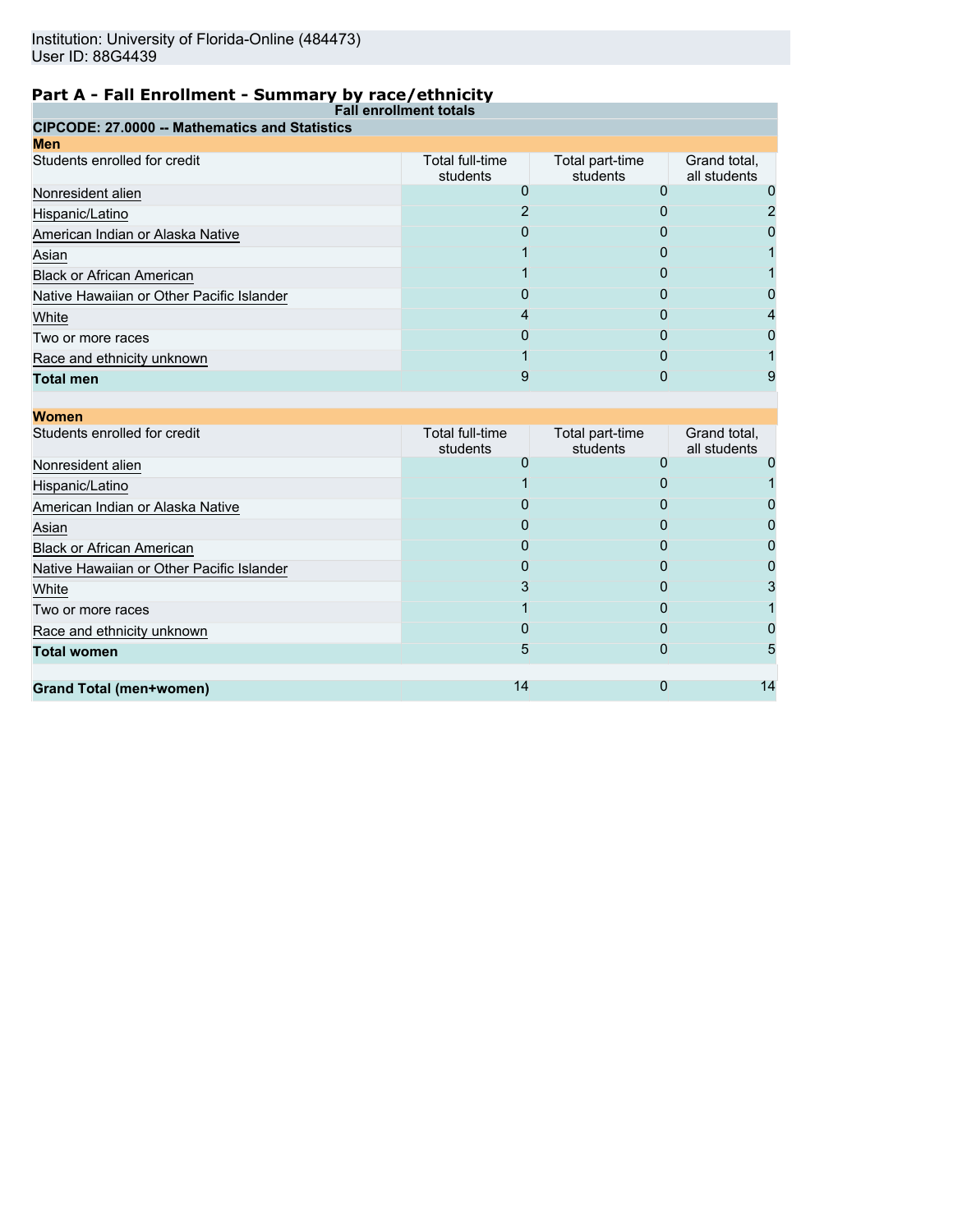Institution: University of Florida-Online (484473)
User ID: 88G4439

## Part A - Fall Enrollment - Summary by race/ethnicity

**Fall enrollment totals**

**CIPCODE: 27.0000 -- Mathematics and Statistics**

**Men**

| Students enrolled for credit | Total full-time students | Total part-time students | Grand total, all students |
|---|---|---|---|
| Nonresident alien | 0 | 0 | 0 |
| Hispanic/Latino | 2 | 0 | 2 |
| American Indian or Alaska Native | 0 | 0 | 0 |
| Asian | 1 | 0 | 1 |
| Black or African American | 1 | 0 | 1 |
| Native Hawaiian or Other Pacific Islander | 0 | 0 | 0 |
| White | 4 | 0 | 4 |
| Two or more races | 0 | 0 | 0 |
| Race and ethnicity unknown | 1 | 0 | 1 |
| **Total men** | 9 | 0 | 9 |

**Women**

| Students enrolled for credit | Total full-time students | Total part-time students | Grand total, all students |
|---|---|---|---|
| Nonresident alien | 0 | 0 | 0 |
| Hispanic/Latino | 1 | 0 | 1 |
| American Indian or Alaska Native | 0 | 0 | 0 |
| Asian | 0 | 0 | 0 |
| Black or African American | 0 | 0 | 0 |
| Native Hawaiian or Other Pacific Islander | 0 | 0 | 0 |
| White | 3 | 0 | 3 |
| Two or more races | 1 | 0 | 1 |
| Race and ethnicity unknown | 0 | 0 | 0 |
| **Total women** | 5 | 0 | 5 |
| | | | |
| **Grand Total (men+women)** | 14 | 0 | 14 |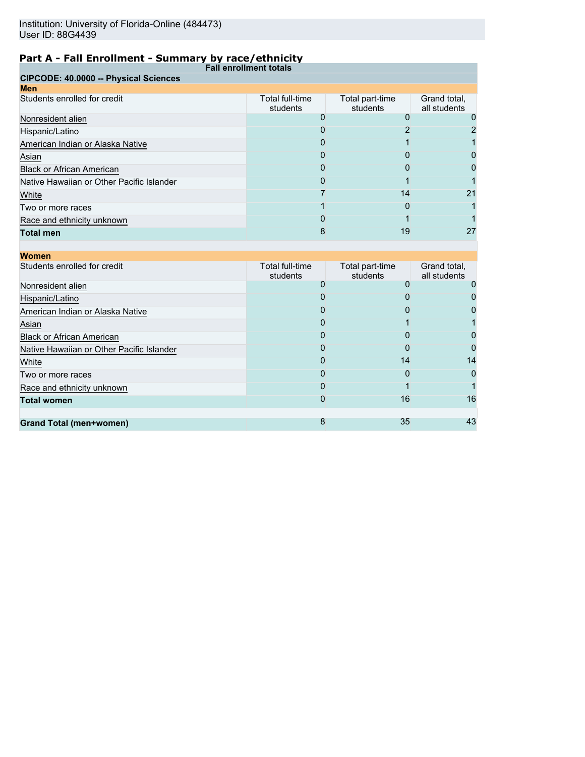Institution: University of Florida-Online (484473)
User ID: 88G4439

## Part A - Fall Enrollment - Summary by race/ethnicity

| Fall enrollment totals | | | |
|---|---|---|---|
| **CIPCODE: 40.0000 -- Physical Sciences** | | | |
| **Men** | | | |
| Students enrolled for credit | Total full-time students | Total part-time students | Grand total, all students |
| Nonresident alien | 0 | 0 | 0 |
| Hispanic/Latino | 0 | 2 | 2 |
| American Indian or Alaska Native | 0 | 1 | 1 |
| Asian | 0 | 0 | 0 |
| Black or African American | 0 | 0 | 0 |
| Native Hawaiian or Other Pacific Islander | 0 | 1 | 1 |
| White | 7 | 14 | 21 |
| Two or more races | 1 | 0 | 1 |
| Race and ethnicity unknown | 0 | 1 | 1 |
| **Total men** | 8 | 19 | 27 |
| **Women** | | | |
| Students enrolled for credit | Total full-time students | Total part-time students | Grand total, all students |
| Nonresident alien | 0 | 0 | 0 |
| Hispanic/Latino | 0 | 0 | 0 |
| American Indian or Alaska Native | 0 | 0 | 0 |
| Asian | 0 | 1 | 1 |
| Black or African American | 0 | 0 | 0 |
| Native Hawaiian or Other Pacific Islander | 0 | 0 | 0 |
| White | 0 | 14 | 14 |
| Two or more races | 0 | 0 | 0 |
| Race and ethnicity unknown | 0 | 1 | 1 |
| **Total women** | 0 | 16 | 16 |
| **Grand Total (men+women)** | 8 | 35 | 43 |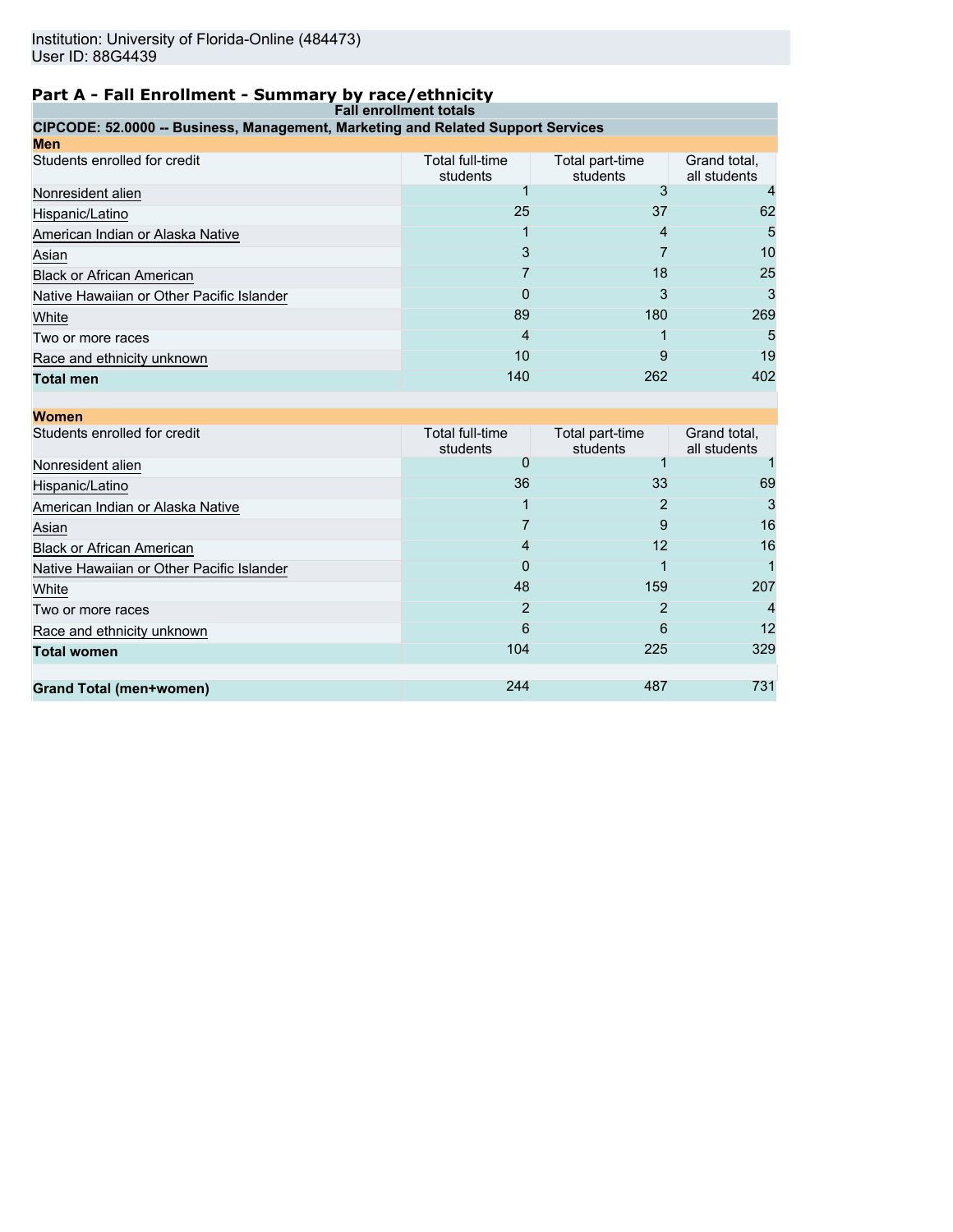Institution: University of Florida-Online (484473)
User ID: 88G4439

## Part A - Fall Enrollment - Summary by race/ethnicity

| Fall enrollment totals | | | |
|---|---|---|---|
| **CIPCODE: 52.0000 -- Business, Management, Marketing and Related Support Services** | | | |
| **Men** | | | |
| Students enrolled for credit | Total full-time students | Total part-time students | Grand total, all students |
| Nonresident alien | 1 | 3 | 4 |
| Hispanic/Latino | 25 | 37 | 62 |
| American Indian or Alaska Native | 1 | 4 | 5 |
| Asian | 3 | 7 | 10 |
| Black or African American | 7 | 18 | 25 |
| Native Hawaiian or Other Pacific Islander | 0 | 3 | 3 |
| White | 89 | 180 | 269 |
| Two or more races | 4 | 1 | 5 |
| Race and ethnicity unknown | 10 | 9 | 19 |
| **Total men** | 140 | 262 | 402 |
| **Women** | | | |
| Students enrolled for credit | Total full-time students | Total part-time students | Grand total, all students |
| Nonresident alien | 0 | 1 | 1 |
| Hispanic/Latino | 36 | 33 | 69 |
| American Indian or Alaska Native | 1 | 2 | 3 |
| Asian | 7 | 9 | 16 |
| Black or African American | 4 | 12 | 16 |
| Native Hawaiian or Other Pacific Islander | 0 | 1 | 1 |
| White | 48 | 159 | 207 |
| Two or more races | 2 | 2 | 4 |
| Race and ethnicity unknown | 6 | 6 | 12 |
| **Total women** | 104 | 225 | 329 |
| **Grand Total (men+women)** | 244 | 487 | 731 |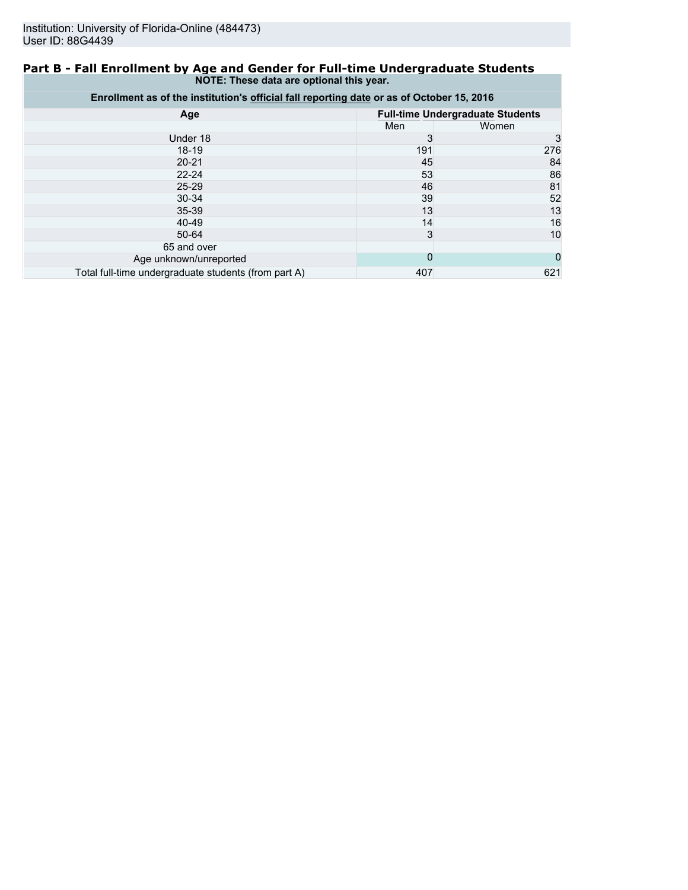Institution: University of Florida-Online (484473)
User ID: 88G4439

## Part B - Fall Enrollment by Age and Gender for Full-time Undergraduate Students

**NOTE: These data are optional this year.**

**Enrollment as of the institution's official fall reporting date or as of October 15, 2016**

| Age | Full-time Undergraduate Students | |
|---|---|---|
| | Men | Women |
| Under 18 | 3 | 3 |
| 18-19 | 191 | 276 |
| 20-21 | 45 | 84 |
| 22-24 | 53 | 86 |
| 25-29 | 46 | 81 |
| 30-34 | 39 | 52 |
| 35-39 | 13 | 13 |
| 40-49 | 14 | 16 |
| 50-64 | 3 | 10 |
| 65 and over | | |
| Age unknown/unreported | 0 | 0 |
| Total full-time undergraduate students (from part A) | 407 | 621 |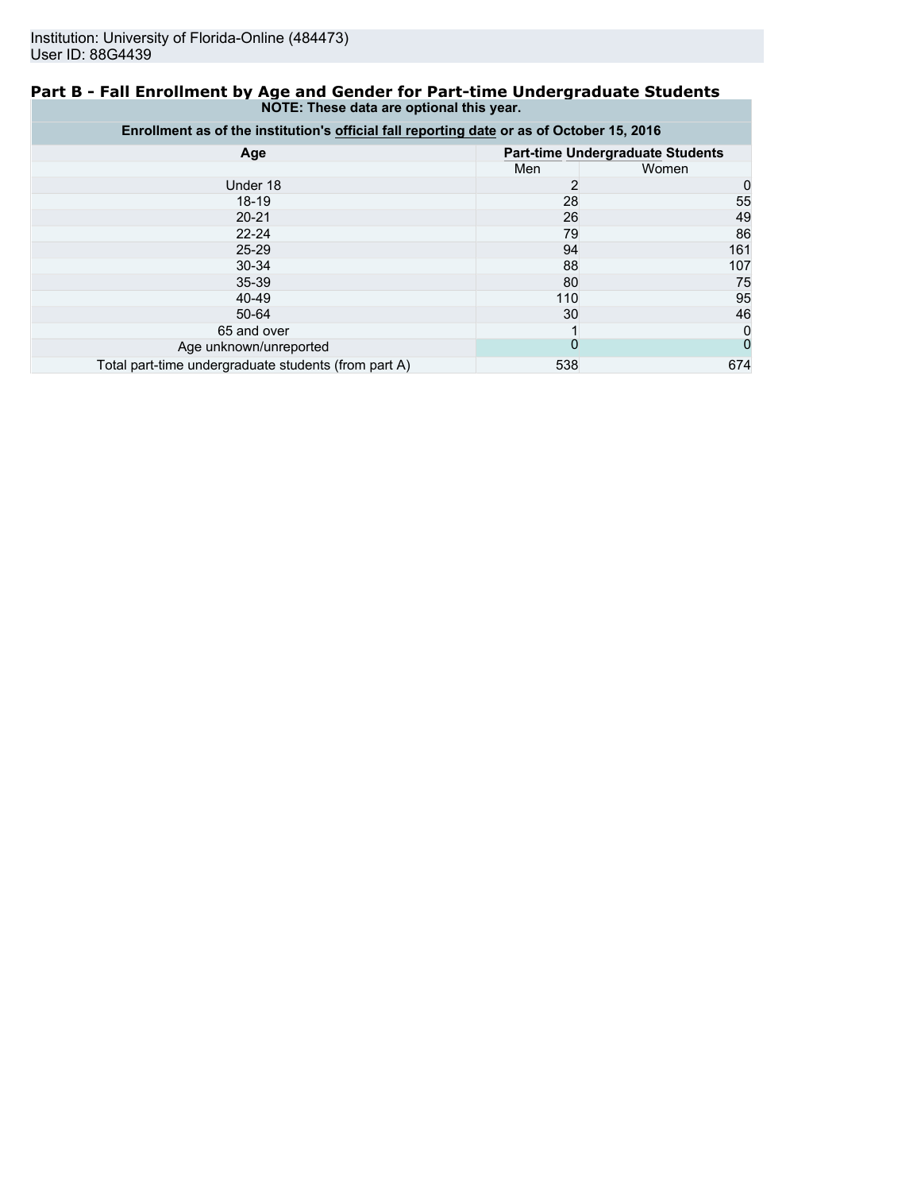Institution: University of Florida-Online (484473)
User ID: 88G4439

## Part B - Fall Enrollment by Age and Gender for Part-time Undergraduate Students

| NOTE: These data are optional this year. | | |
|---|---|---|
| Enrollment as of the institution's official fall reporting date or as of October 15, 2016 | | |
| Age | Part-time Undergraduate Students | |
| | Men | Women |
| Under 18 | 2 | 0 |
| 18-19 | 28 | 55 |
| 20-21 | 26 | 49 |
| 22-24 | 79 | 86 |
| 25-29 | 94 | 161 |
| 30-34 | 88 | 107 |
| 35-39 | 80 | 75 |
| 40-49 | 110 | 95 |
| 50-64 | 30 | 46 |
| 65 and over | 1 | 0 |
| Age unknown/unreported | 0 | 0 |
| Total part-time undergraduate students (from part A) | 538 | 674 |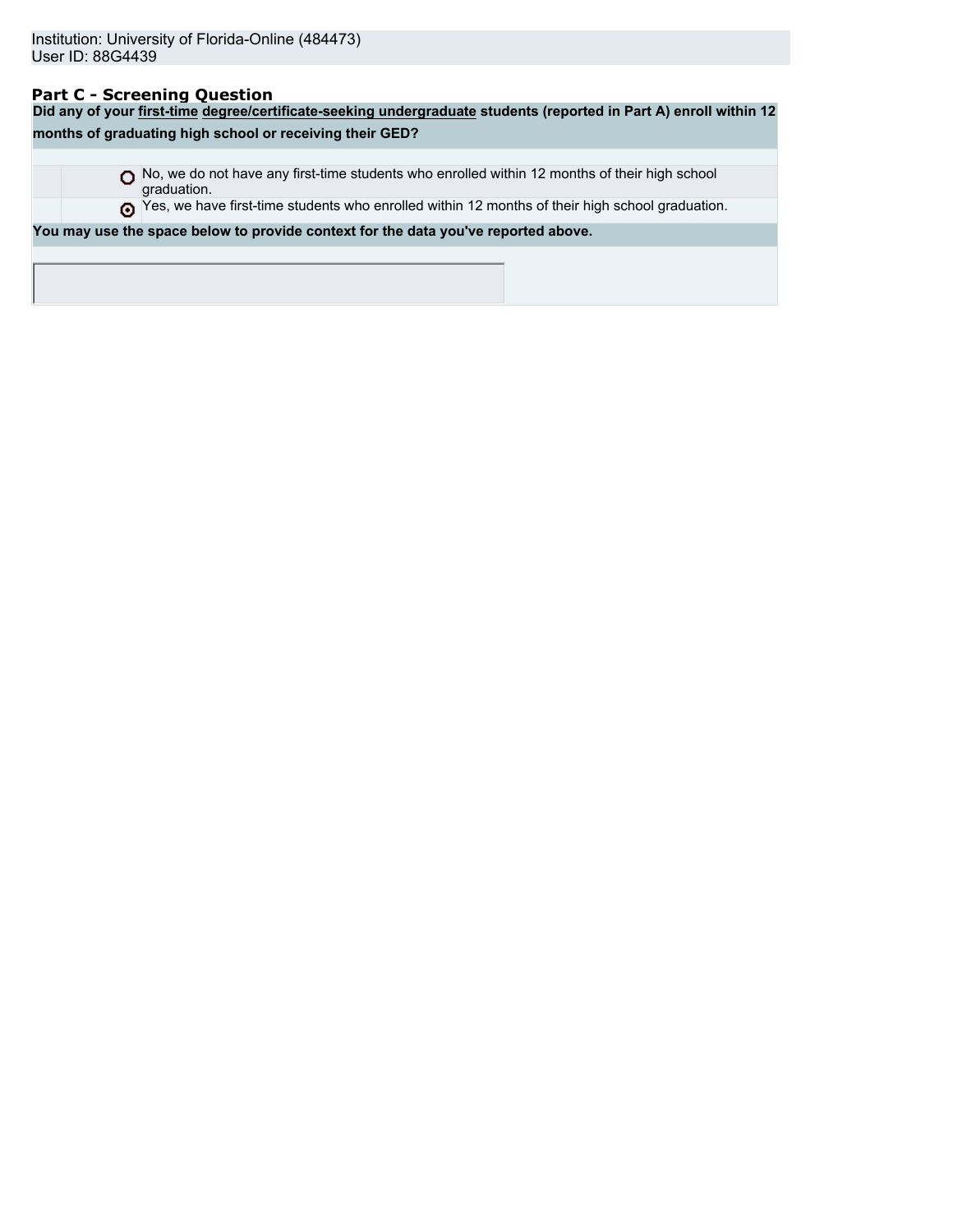Institution: University of Florida-Online (484473)
User ID: 88G4439

## Part C - Screening Question

**Did any of your first-time degree/certificate-seeking undergraduate students (reported in Part A) enroll within 12 months of graduating high school or receiving their GED?**

- ○ No, we do not have any first-time students who enrolled within 12 months of their high school graduation.
- ◉ Yes, we have first-time students who enrolled within 12 months of their high school graduation.

**You may use the space below to provide context for the data you've reported above.**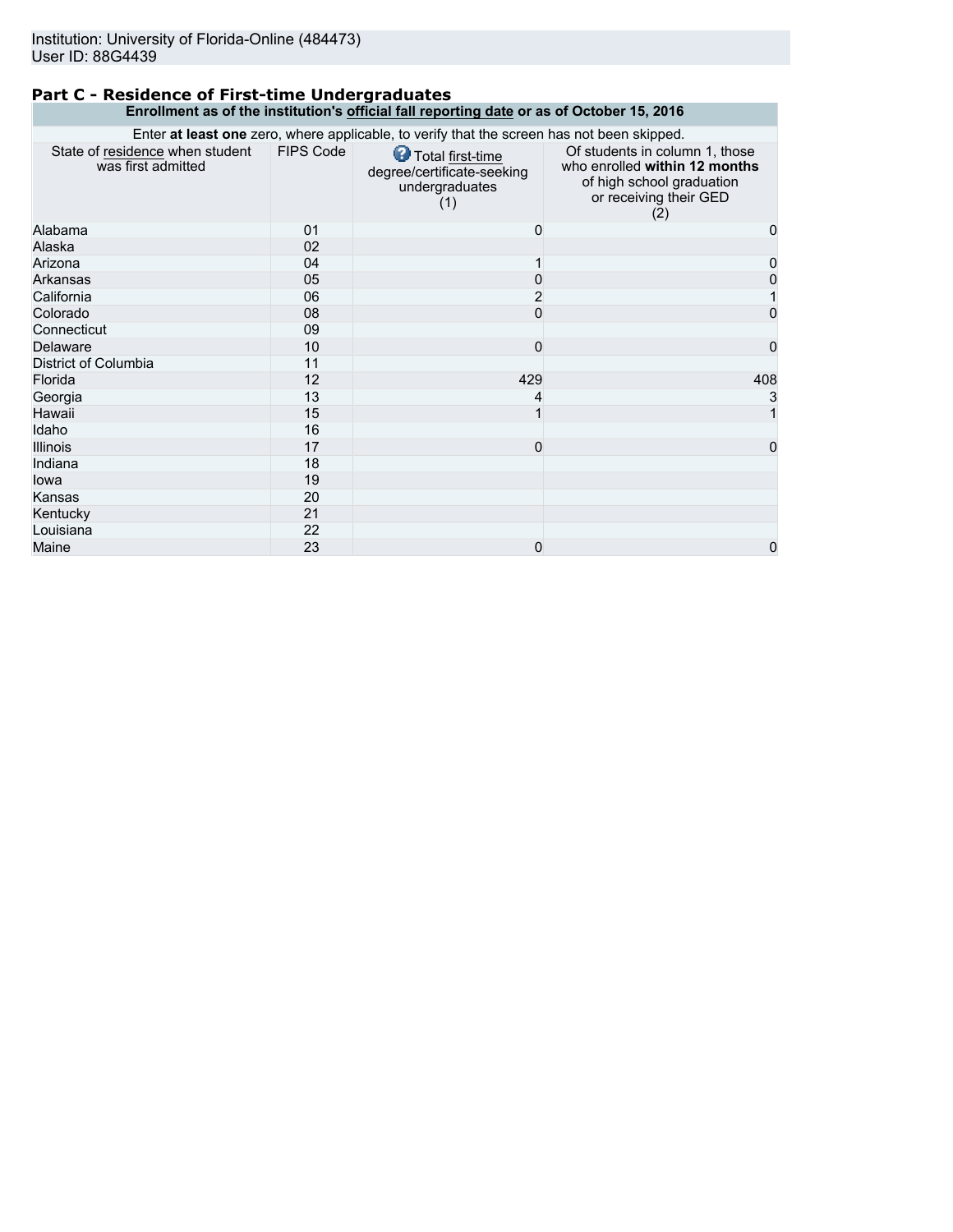Institution: University of Florida-Online (484473)
User ID: 88G4439

## Part C - Residence of First-time Undergraduates

**Enrollment as of the institution's official fall reporting date or as of October 15, 2016**

Enter **at least one** zero, where applicable, to verify that the screen has not been skipped.

| State of residence when student was first admitted | FIPS Code | Total first-time degree/certificate-seeking undergraduates (1) | Of students in column 1, those who enrolled **within 12 months** of high school graduation or receiving their GED (2) |
|---|---|---|---|
| Alabama | 01 | 0 | 0 |
| Alaska | 02 | | |
| Arizona | 04 | 1 | 0 |
| Arkansas | 05 | 0 | 0 |
| California | 06 | 2 | 1 |
| Colorado | 08 | 0 | 0 |
| Connecticut | 09 | | |
| Delaware | 10 | 0 | 0 |
| District of Columbia | 11 | | |
| Florida | 12 | 429 | 408 |
| Georgia | 13 | 4 | 3 |
| Hawaii | 15 | 1 | 1 |
| Idaho | 16 | | |
| Illinois | 17 | 0 | 0 |
| Indiana | 18 | | |
| Iowa | 19 | | |
| Kansas | 20 | | |
| Kentucky | 21 | | |
| Louisiana | 22 | | |
| Maine | 23 | 0 | 0 |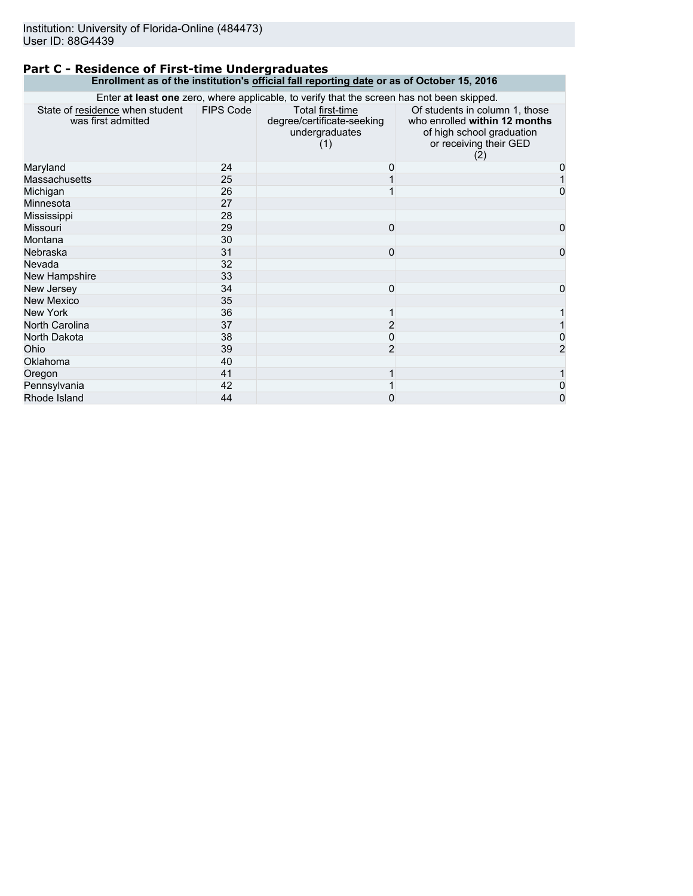Institution: University of Florida-Online (484473)
User ID: 88G4439

## Part C - Residence of First-time Undergraduates

| Enrollment as of the institution's official fall reporting date or as of October 15, 2016 | | | |
|---|---|---|---|
| Enter **at least one** zero, where applicable, to verify that the screen has not been skipped. | | | |
| State of residence when student was first admitted | FIPS Code | Total first-time degree/certificate-seeking undergraduates (1) | Of students in column 1, those who enrolled **within 12 months** of high school graduation or receiving their GED (2) |
| Maryland | 24 | 0 | 0 |
| Massachusetts | 25 | 1 | 1 |
| Michigan | 26 | 1 | 0 |
| Minnesota | 27 | | |
| Mississippi | 28 | | |
| Missouri | 29 | 0 | 0 |
| Montana | 30 | | |
| Nebraska | 31 | 0 | 0 |
| Nevada | 32 | | |
| New Hampshire | 33 | | |
| New Jersey | 34 | 0 | 0 |
| New Mexico | 35 | | |
| New York | 36 | 1 | 1 |
| North Carolina | 37 | 2 | 1 |
| North Dakota | 38 | 0 | 0 |
| Ohio | 39 | 2 | 2 |
| Oklahoma | 40 | | |
| Oregon | 41 | 1 | 1 |
| Pennsylvania | 42 | 1 | 0 |
| Rhode Island | 44 | 0 | 0 |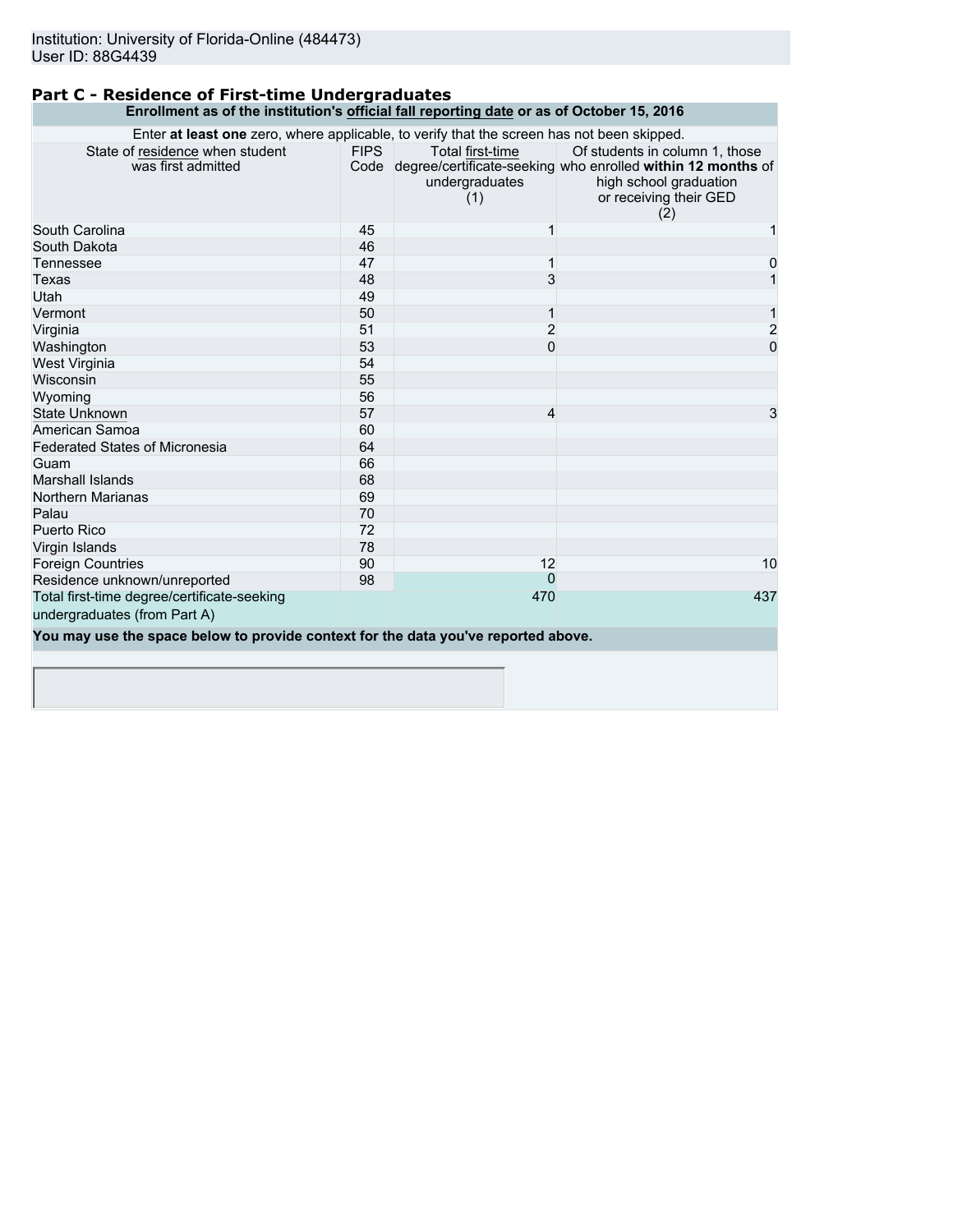Institution: University of Florida-Online (484473)
User ID: 88G4439

## Part C - Residence of First-time Undergraduates

**Enrollment as of the institution's official fall reporting date or as of October 15, 2016**

Enter **at least one** zero, where applicable, to verify that the screen has not been skipped.

| State of residence when student was first admitted | FIPS Code | Total first-time degree/certificate-seeking undergraduates (1) | Of students in column 1, those who enrolled **within 12 months** of high school graduation or receiving their GED (2) |
|---|---|---|---|
| South Carolina | 45 | 1 | 1 |
| South Dakota | 46 | | |
| Tennessee | 47 | 1 | 0 |
| Texas | 48 | 3 | 1 |
| Utah | 49 | | |
| Vermont | 50 | 1 | 1 |
| Virginia | 51 | 2 | 2 |
| Washington | 53 | 0 | 0 |
| West Virginia | 54 | | |
| Wisconsin | 55 | | |
| Wyoming | 56 | | |
| State Unknown | 57 | 4 | 3 |
| American Samoa | 60 | | |
| Federated States of Micronesia | 64 | | |
| Guam | 66 | | |
| Marshall Islands | 68 | | |
| Northern Marianas | 69 | | |
| Palau | 70 | | |
| Puerto Rico | 72 | | |
| Virgin Islands | 78 | | |
| Foreign Countries | 90 | 12 | 10 |
| Residence unknown/unreported | 98 | 0 | |
| Total first-time degree/certificate-seeking undergraduates (from Part A) | | 470 | 437 |

**You may use the space below to provide context for the data you've reported above.**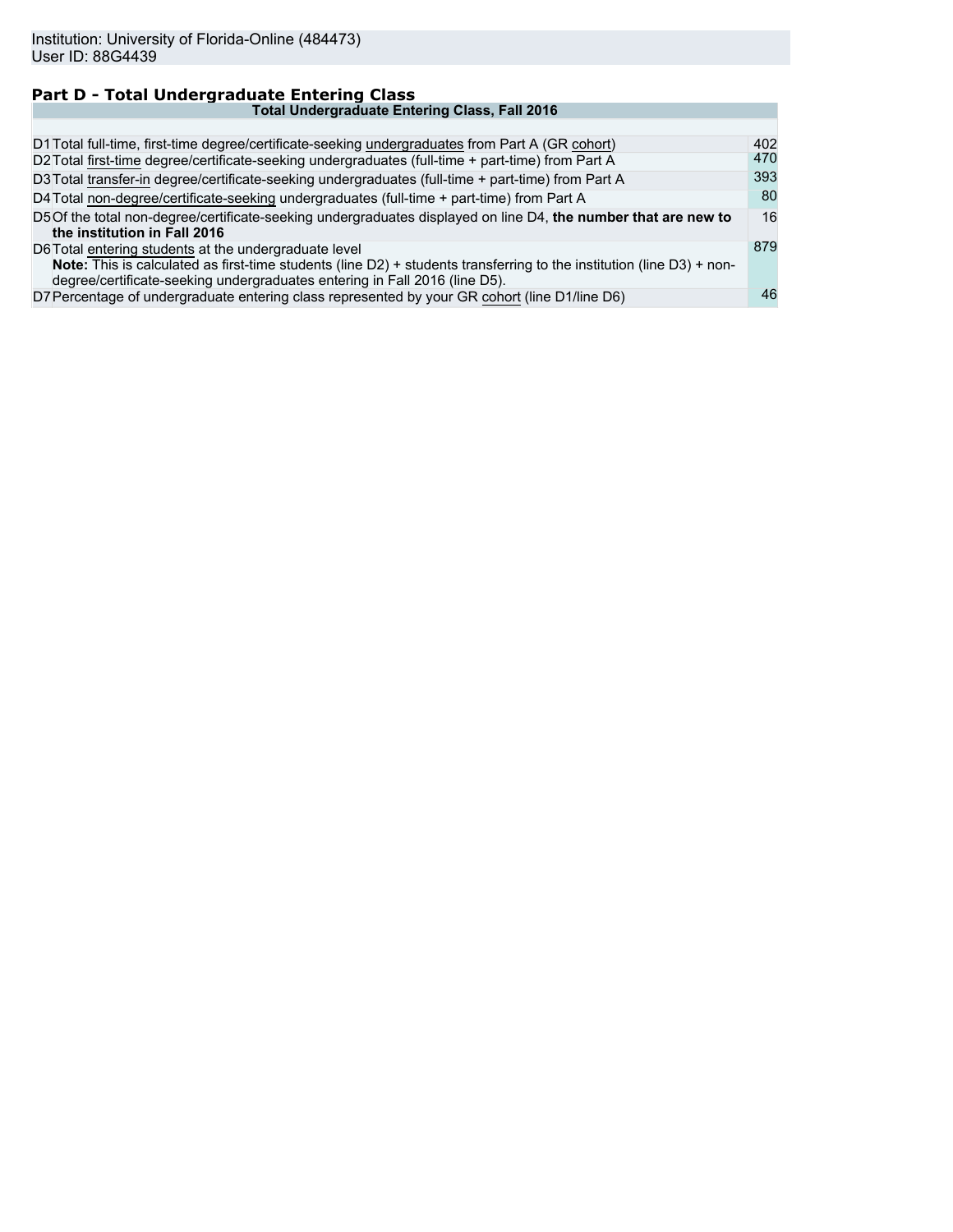Institution: University of Florida-Online (484473)
User ID: 88G4439

## Part D - Total Undergraduate Entering Class

| Total Undergraduate Entering Class, Fall 2016 | | |
|---|---|---|
| D1 | Total full-time, first-time degree/certificate-seeking undergraduates from Part A (GR cohort) | 402 |
| D2 | Total first-time degree/certificate-seeking undergraduates (full-time + part-time) from Part A | 470 |
| D3 | Total transfer-in degree/certificate-seeking undergraduates (full-time + part-time) from Part A | 393 |
| D4 | Total non-degree/certificate-seeking undergraduates (full-time + part-time) from Part A | 80 |
| D5 | Of the total non-degree/certificate-seeking undergraduates displayed on line D4, **the number that are new to the institution in Fall 2016** | 16 |
| D6 | Total entering students at the undergraduate level<br>**Note:** This is calculated as first-time students (line D2) + students transferring to the institution (line D3) + non-degree/certificate-seeking undergraduates entering in Fall 2016 (line D5). | 879 |
| D7 | Percentage of undergraduate entering class represented by your GR cohort (line D1/line D6) | 46 |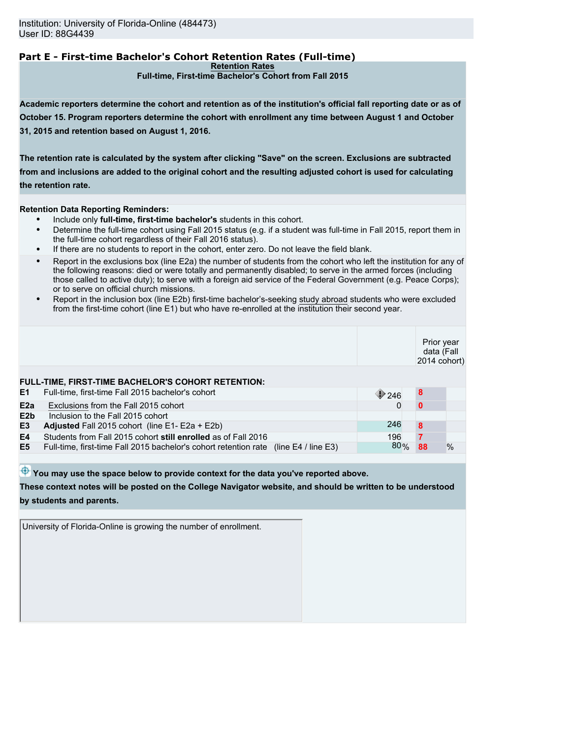Institution: University of Florida-Online (484473)
User ID: 88G4439

## Part E - First-time Bachelor's Cohort Retention Rates (Full-time)

**Retention Rates**

**Full-time, First-time Bachelor's Cohort from Fall 2015**

**Academic reporters determine the cohort and retention as of the institution's official fall reporting date or as of October 15. Program reporters determine the cohort with enrollment any time between August 1 and October 31, 2015 and retention based on August 1, 2016.**

**The retention rate is calculated by the system after clicking "Save" on the screen. Exclusions are subtracted from and inclusions are added to the original cohort and the resulting adjusted cohort is used for calculating the retention rate.**

**Retention Data Reporting Reminders:**

- Include only **full-time, first-time bachelor's** students in this cohort.
- Determine the full-time cohort using Fall 2015 status (e.g. if a student was full-time in Fall 2015, report them in the full-time cohort regardless of their Fall 2016 status).
- If there are no students to report in the cohort, enter zero. Do not leave the field blank.
- Report in the exclusions box (line E2a) the number of students from the cohort who left the institution for any of the following reasons: died or were totally and permanently disabled; to serve in the armed forces (including those called to active duty); to serve with a foreign aid service of the Federal Government (e.g. Peace Corps); or to serve on official church missions.
- Report in the inclusion box (line E2b) first-time bachelor's-seeking study abroad students who were excluded from the first-time cohort (line E1) but who have re-enrolled at the institution their second year.

| | FULL-TIME, FIRST-TIME BACHELOR'S COHORT RETENTION: | | Prior year data (Fall 2014 cohort) |
|---|---|---|---|
| E1 | Full-time, first-time Fall 2015 bachelor's cohort | 246 | 8 |
| E2a | Exclusions from the Fall 2015 cohort | 0 | 0 |
| E2b | Inclusion to the Fall 2015 cohort | | |
| E3 | **Adjusted** Fall 2015 cohort (line E1- E2a + E2b) | 246 | 8 |
| E4 | Students from Fall 2015 cohort **still enrolled** as of Fall 2016 | 196 | 7 |
| E5 | Full-time, first-time Fall 2015 bachelor's cohort retention rate (line E4 / line E3) | 80% | 88% |

**You may use the space below to provide context for the data you've reported above. These context notes will be posted on the College Navigator website, and should be written to be understood by students and parents.**

University of Florida-Online is growing the number of enrollment.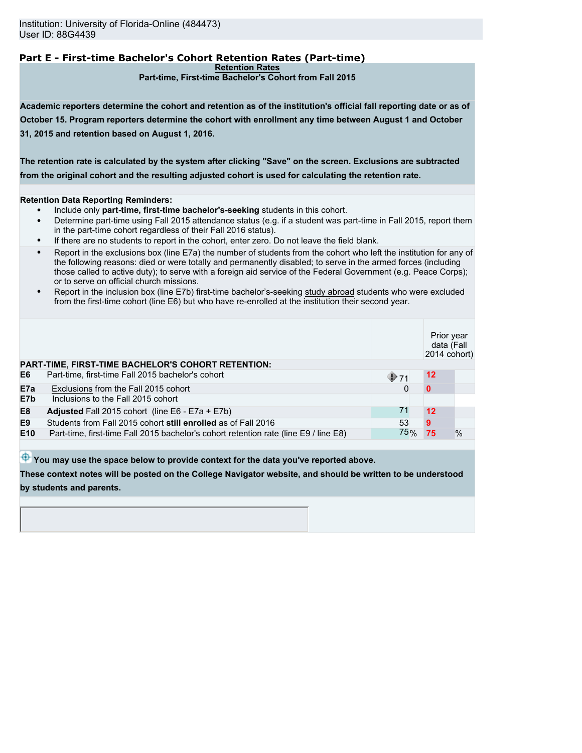Institution: University of Florida-Online (484473)
User ID: 88G4439

## Part E - First-time Bachelor's Cohort Retention Rates (Part-time)

**Retention Rates**

**Part-time, First-time Bachelor's Cohort from Fall 2015**

**Academic reporters determine the cohort and retention as of the institution's official fall reporting date or as of October 15. Program reporters determine the cohort with enrollment any time between August 1 and October 31, 2015 and retention based on August 1, 2016.**

**The retention rate is calculated by the system after clicking "Save" on the screen. Exclusions are subtracted from the original cohort and the resulting adjusted cohort is used for calculating the retention rate.**

**Retention Data Reporting Reminders:**

- Include only **part-time, first-time bachelor's-seeking** students in this cohort.
- Determine part-time using Fall 2015 attendance status (e.g. if a student was part-time in Fall 2015, report them in the part-time cohort regardless of their Fall 2016 status).
- If there are no students to report in the cohort, enter zero. Do not leave the field blank.
- Report in the exclusions box (line E7a) the number of students from the cohort who left the institution for any of the following reasons: died or were totally and permanently disabled; to serve in the armed forces (including those called to active duty); to serve with a foreign aid service of the Federal Government (e.g. Peace Corps); or to serve on official church missions.
- Report in the inclusion box (line E7b) first-time bachelor's-seeking study abroad students who were excluded from the first-time cohort (line E6) but who have re-enrolled at the institution their second year.

| | PART-TIME, FIRST-TIME BACHELOR'S COHORT RETENTION: | | Prior year data (Fall 2014 cohort) |
|---|---|---|---|
| E6 | Part-time, first-time Fall 2015 bachelor's cohort | 71 | 12 |
| E7a | Exclusions from the Fall 2015 cohort | 0 | 0 |
| E7b | Inclusions to the Fall 2015 cohort | | |
| E8 | **Adjusted** Fall 2015 cohort (line E6 - E7a + E7b) | 71 | 12 |
| E9 | Students from Fall 2015 cohort **still enrolled** as of Fall 2016 | 53 | 9 |
| E10 | Part-time, first-time Fall 2015 bachelor's cohort retention rate (line E9 / line E8) | 75% | 75 % |

**You may use the space below to provide context for the data you've reported above. These context notes will be posted on the College Navigator website, and should be written to be understood by students and parents.**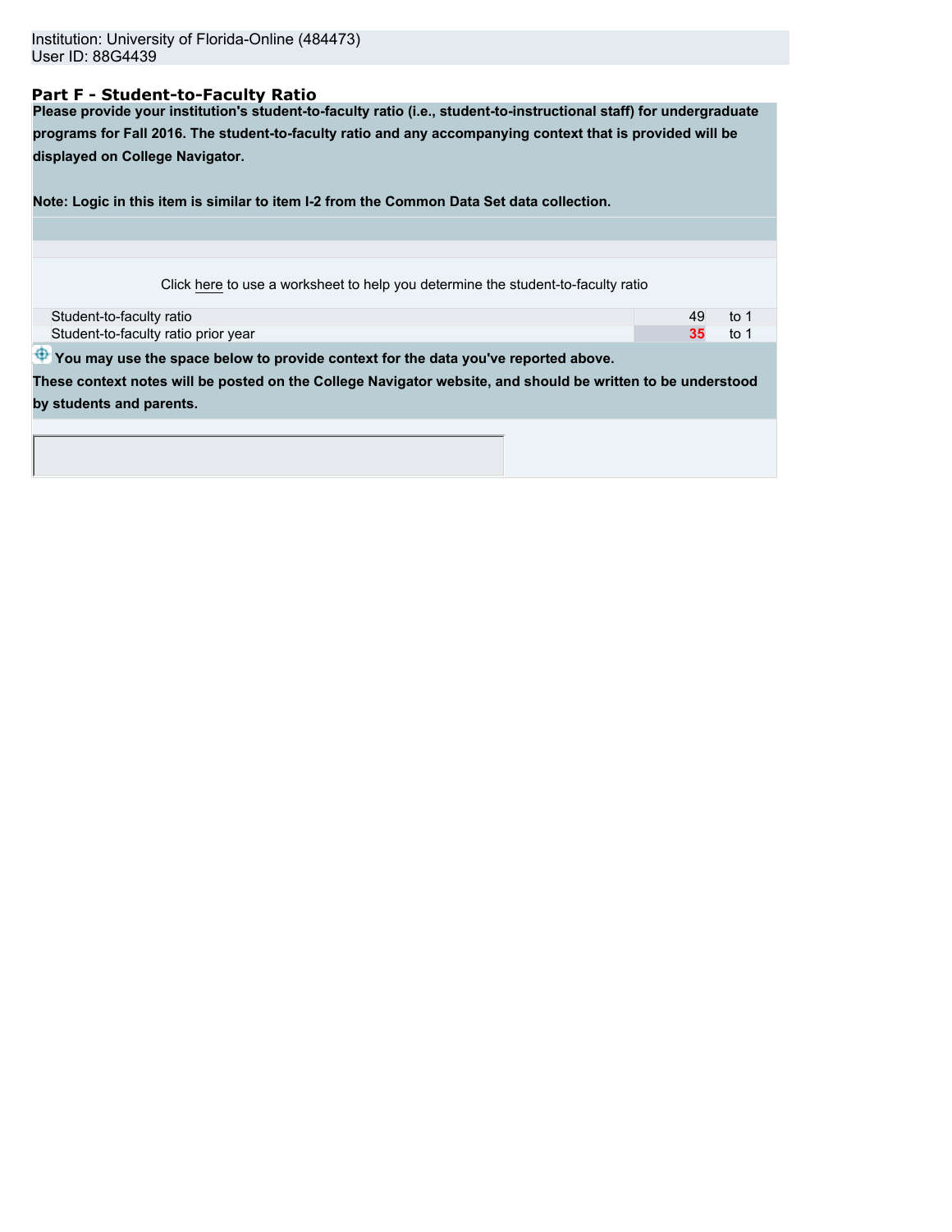Institution: University of Florida-Online (484473)
User ID: 88G4439

## Part F - Student-to-Faculty Ratio

**Please provide your institution's student-to-faculty ratio (i.e., student-to-instructional staff) for undergraduate programs for Fall 2016. The student-to-faculty ratio and any accompanying context that is provided will be displayed on College Navigator.**

**Note: Logic in this item is similar to item I-2 from the Common Data Set data collection.**

Click here to use a worksheet to help you determine the student-to-faculty ratio

| | | |
|---|---|---|
| Student-to-faculty ratio | 49 | to 1 |
| Student-to-faculty ratio prior year | 35 | to 1 |

**You may use the space below to provide context for the data you've reported above. These context notes will be posted on the College Navigator website, and should be written to be understood by students and parents.**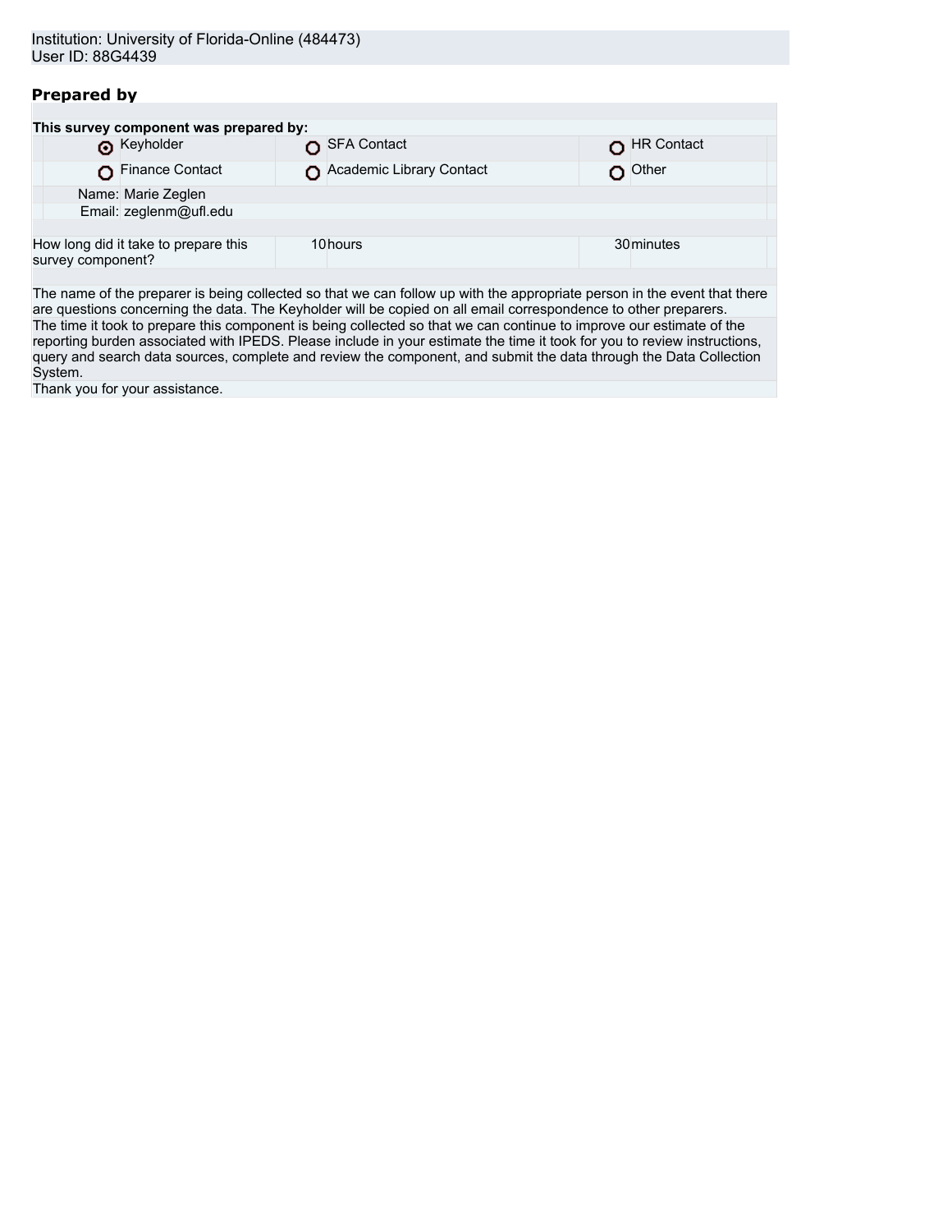Institution: University of Florida-Online (484473)
User ID: 88G4439

## Prepared by

**This survey component was prepared by:**

| | | |
|---|---|---|
| ◉ Keyholder | ○ SFA Contact | ○ HR Contact |
| ○ Finance Contact | ○ Academic Library Contact | ○ Other |

Name: Marie Zeglen
Email: zeglenm@ufl.edu

| How long did it take to prepare this survey component? | 10 hours | 30 minutes |
|---|---|---|

The name of the preparer is being collected so that we can follow up with the appropriate person in the event that there are questions concerning the data. The Keyholder will be copied on all email correspondence to other preparers.

The time it took to prepare this component is being collected so that we can continue to improve our estimate of the reporting burden associated with IPEDS. Please include in your estimate the time it took for you to review instructions, query and search data sources, complete and review the component, and submit the data through the Data Collection System.

Thank you for your assistance.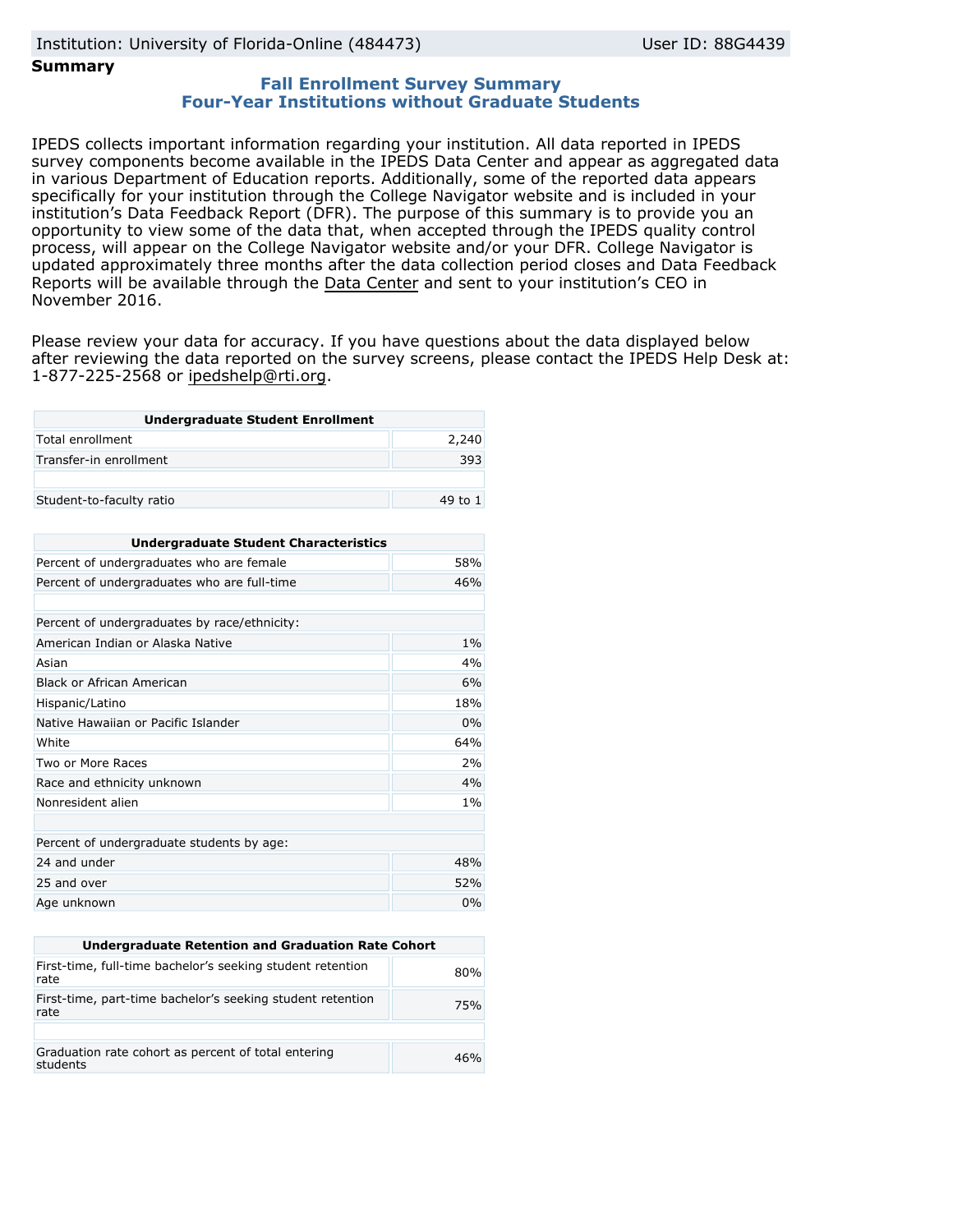Institution: University of Florida-Online (484473) User ID: 88G4439

**Summary**

## Fall Enrollment Survey Summary
## Four-Year Institutions without Graduate Students

IPEDS collects important information regarding your institution. All data reported in IPEDS survey components become available in the IPEDS Data Center and appear as aggregated data in various Department of Education reports. Additionally, some of the reported data appears specifically for your institution through the College Navigator website and is included in your institution's Data Feedback Report (DFR). The purpose of this summary is to provide you an opportunity to view some of the data that, when accepted through the IPEDS quality control process, will appear on the College Navigator website and/or your DFR. College Navigator is updated approximately three months after the data collection period closes and Data Feedback Reports will be available through the Data Center and sent to your institution's CEO in November 2016.

Please review your data for accuracy. If you have questions about the data displayed below after reviewing the data reported on the survey screens, please contact the IPEDS Help Desk at: 1-877-225-2568 or ipedshelp@rti.org.

| Undergraduate Student Enrollment | |
|---|---|
| Total enrollment | 2,240 |
| Transfer-in enrollment | 393 |
| | |
| Student-to-faculty ratio | 49 to 1 |

| Undergraduate Student Characteristics | |
|---|---|
| Percent of undergraduates who are female | 58% |
| Percent of undergraduates who are full-time | 46% |
| | |
| Percent of undergraduates by race/ethnicity: | |
| American Indian or Alaska Native | 1% |
| Asian | 4% |
| Black or African American | 6% |
| Hispanic/Latino | 18% |
| Native Hawaiian or Pacific Islander | 0% |
| White | 64% |
| Two or More Races | 2% |
| Race and ethnicity unknown | 4% |
| Nonresident alien | 1% |
| | |
| Percent of undergraduate students by age: | |
| 24 and under | 48% |
| 25 and over | 52% |
| Age unknown | 0% |

| Undergraduate Retention and Graduation Rate Cohort | |
|---|---|
| First-time, full-time bachelor's seeking student retention rate | 80% |
| First-time, part-time bachelor's seeking student retention rate | 75% |
| | |
| Graduation rate cohort as percent of total entering students | 46% |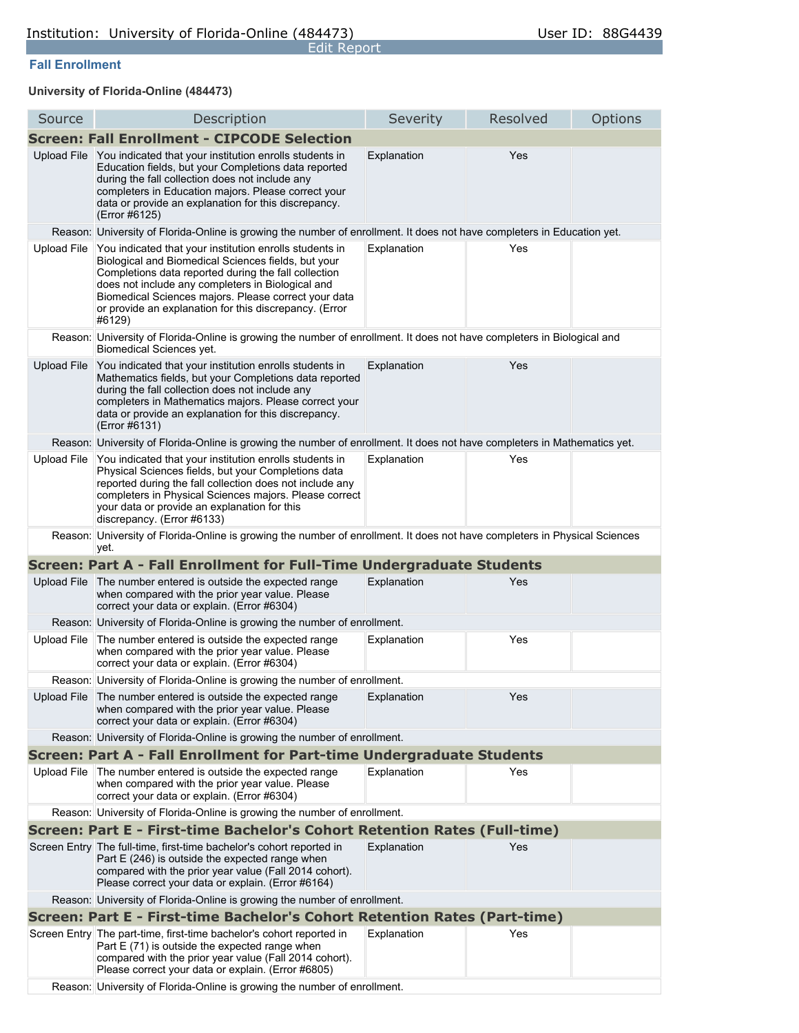Institution: University of Florida-Online (484473) User ID: 88G4439

Edit Report

## Fall Enrollment

**University of Florida-Online (484473)**

| Source | Description | Severity | Resolved | Options |
|---|---|---|---|---|
| **Screen: Fall Enrollment - CIPCODE Selection** | | | | |
| Upload File | You indicated that your institution enrolls students in Education fields, but your Completions data reported during the fall collection does not include any completers in Education majors. Please correct your data or provide an explanation for this discrepancy. (Error #6125) | Explanation | Yes | |
| Reason: | University of Florida-Online is growing the number of enrollment. It does not have completers in Education yet. | | | |
| Upload File | You indicated that your institution enrolls students in Biological and Biomedical Sciences fields, but your Completions data reported during the fall collection does not include any completers in Biological and Biomedical Sciences majors. Please correct your data or provide an explanation for this discrepancy. (Error #6129) | Explanation | Yes | |
| Reason: | University of Florida-Online is growing the number of enrollment. It does not have completers in Biological and Biomedical Sciences yet. | | | |
| Upload File | You indicated that your institution enrolls students in Mathematics fields, but your Completions data reported during the fall collection does not include any completers in Mathematics majors. Please correct your data or provide an explanation for this discrepancy. (Error #6131) | Explanation | Yes | |
| Reason: | University of Florida-Online is growing the number of enrollment. It does not have completers in Mathematics yet. | | | |
| Upload File | You indicated that your institution enrolls students in Physical Sciences fields, but your Completions data reported during the fall collection does not include any completers in Physical Sciences majors. Please correct your data or provide an explanation for this discrepancy. (Error #6133) | Explanation | Yes | |
| Reason: | University of Florida-Online is growing the number of enrollment. It does not have completers in Physical Sciences yet. | | | |
| **Screen: Part A - Fall Enrollment for Full-Time Undergraduate Students** | | | | |
| Upload File | The number entered is outside the expected range when compared with the prior year value. Please correct your data or explain. (Error #6304) | Explanation | Yes | |
| Reason: | University of Florida-Online is growing the number of enrollment. | | | |
| Upload File | The number entered is outside the expected range when compared with the prior year value. Please correct your data or explain. (Error #6304) | Explanation | Yes | |
| Reason: | University of Florida-Online is growing the number of enrollment. | | | |
| Upload File | The number entered is outside the expected range when compared with the prior year value. Please correct your data or explain. (Error #6304) | Explanation | Yes | |
| Reason: | University of Florida-Online is growing the number of enrollment. | | | |
| **Screen: Part A - Fall Enrollment for Part-time Undergraduate Students** | | | | |
| Upload File | The number entered is outside the expected range when compared with the prior year value. Please correct your data or explain. (Error #6304) | Explanation | Yes | |
| Reason: | University of Florida-Online is growing the number of enrollment. | | | |
| **Screen: Part E - First-time Bachelor's Cohort Retention Rates (Full-time)** | | | | |
| Screen Entry | The full-time, first-time bachelor's cohort reported in Part E (246) is outside the expected range when compared with the prior year value (Fall 2014 cohort). Please correct your data or explain. (Error #6164) | Explanation | Yes | |
| Reason: | University of Florida-Online is growing the number of enrollment. | | | |
| **Screen: Part E - First-time Bachelor's Cohort Retention Rates (Part-time)** | | | | |
| Screen Entry | The part-time, first-time bachelor's cohort reported in Part E (71) is outside the expected range when compared with the prior year value (Fall 2014 cohort). Please correct your data or explain. (Error #6805) | Explanation | Yes | |
| Reason: | University of Florida-Online is growing the number of enrollment. | | | |